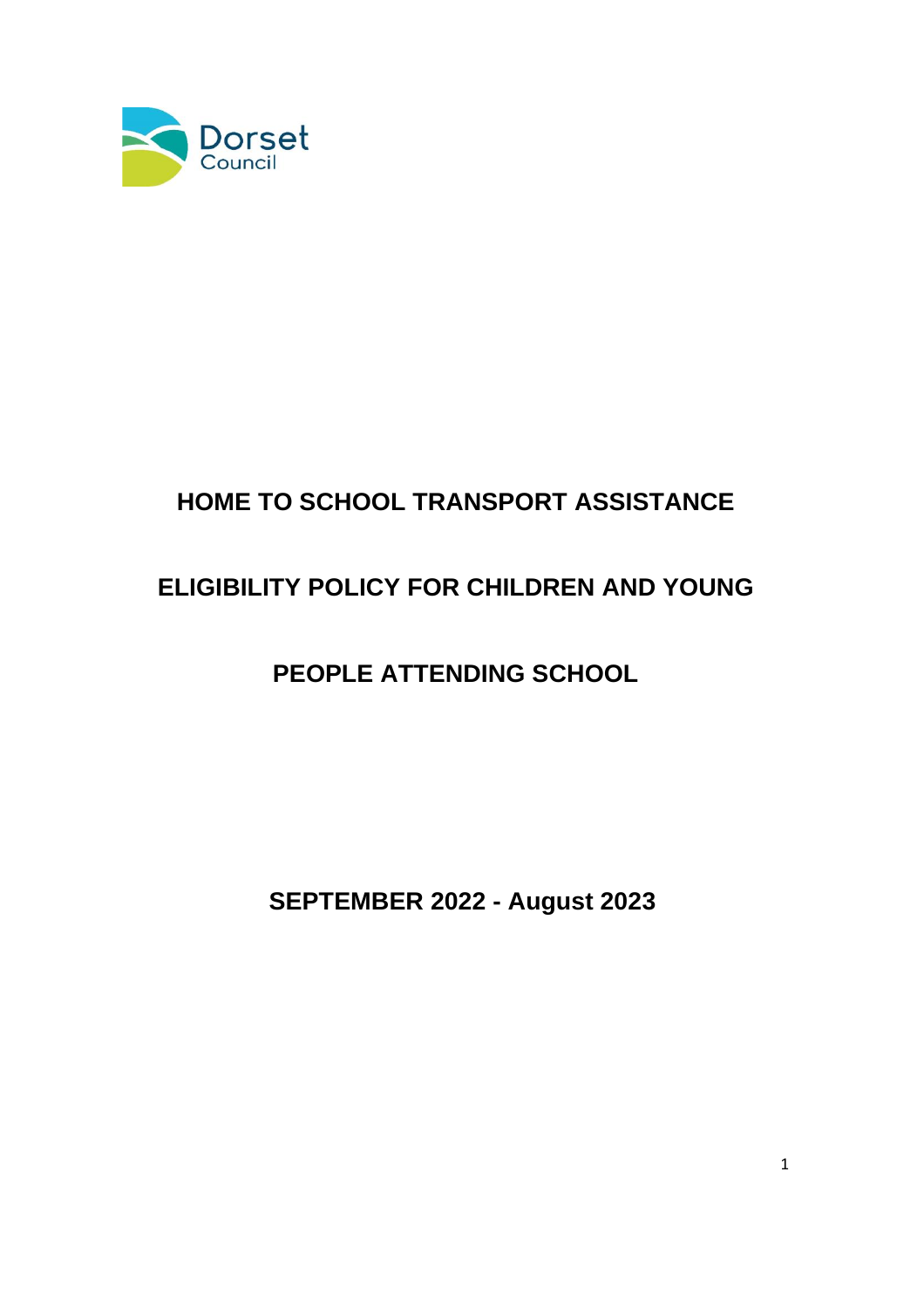Dorset Council

# HOME TO SCHOOL TRANSPORT ASSISTANCE

# ELIGIBILITY POLICY FOR CHILDREN AND YOUNG PEOPLE ATTENDING SCHOOL

**SEPTEMBER 2022 - August 2023**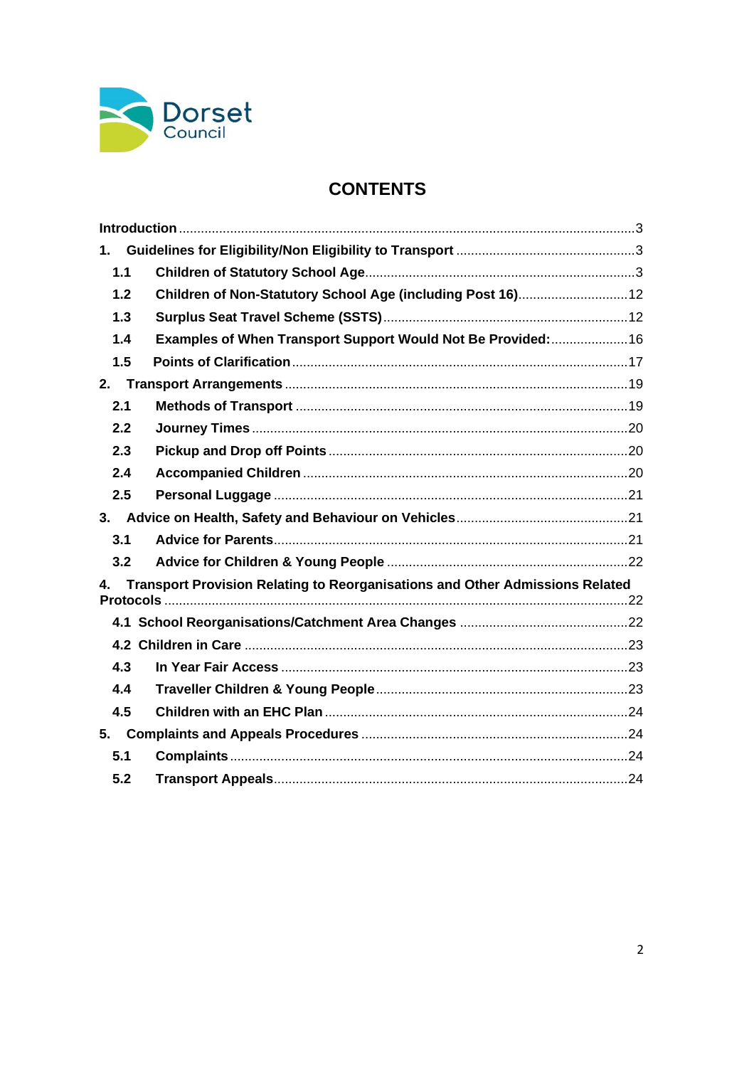Dorset Council

# CONTENTS

Introduction ... 3

1. Guidelines for Eligibility/Non Eligibility to Transport ... 3
   - 1.1 Children of Statutory School Age ... 3
   - 1.2 Children of Non-Statutory School Age (including Post 16) ... 12
   - 1.3 Surplus Seat Travel Scheme (SSTS) ... 12
   - 1.4 Examples of When Transport Support Would Not Be Provided: ... 16
   - 1.5 Points of Clarification ... 17
2. Transport Arrangements ... 19
   - 2.1 Methods of Transport ... 19
   - 2.2 Journey Times ... 20
   - 2.3 Pickup and Drop off Points ... 20
   - 2.4 Accompanied Children ... 20
   - 2.5 Personal Luggage ... 21
3. Advice on Health, Safety and Behaviour on Vehicles ... 21
   - 3.1 Advice for Parents ... 21
   - 3.2 Advice for Children & Young People ... 22
4. Transport Provision Relating to Reorganisations and Other Admissions Related Protocols ... 22
   - 4.1 School Reorganisations/Catchment Area Changes ... 22
   - 4.2 Children in Care ... 23
   - 4.3 In Year Fair Access ... 23
   - 4.4 Traveller Children & Young People ... 23
   - 4.5 Children with an EHC Plan ... 24
5. Complaints and Appeals Procedures ... 24
   - 5.1 Complaints ... 24
   - 5.2 Transport Appeals ... 24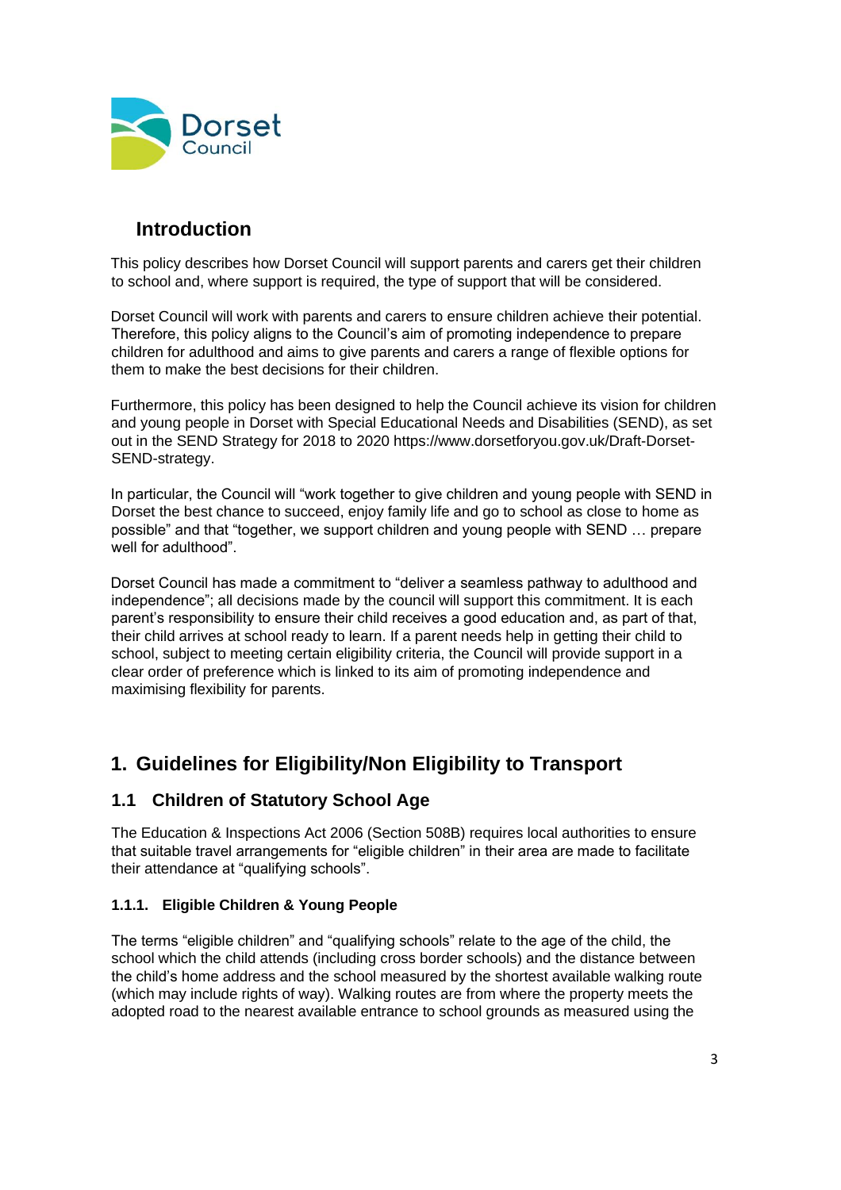## Introduction

This policy describes how Dorset Council will support parents and carers get their children to school and, where support is required, the type of support that will be considered.

Dorset Council will work with parents and carers to ensure children achieve their potential. Therefore, this policy aligns to the Council's aim of promoting independence to prepare children for adulthood and aims to give parents and carers a range of flexible options for them to make the best decisions for their children.

Furthermore, this policy has been designed to help the Council achieve its vision for children and young people in Dorset with Special Educational Needs and Disabilities (SEND), as set out in the SEND Strategy for 2018 to 2020 https://www.dorsetforyou.gov.uk/Draft-Dorset-SEND-strategy.

In particular, the Council will "work together to give children and young people with SEND in Dorset the best chance to succeed, enjoy family life and go to school as close to home as possible" and that "together, we support children and young people with SEND … prepare well for adulthood".

Dorset Council has made a commitment to "deliver a seamless pathway to adulthood and independence"; all decisions made by the council will support this commitment. It is each parent's responsibility to ensure their child receives a good education and, as part of that, their child arrives at school ready to learn. If a parent needs help in getting their child to school, subject to meeting certain eligibility criteria, the Council will provide support in a clear order of preference which is linked to its aim of promoting independence and maximising flexibility for parents.

# 1. Guidelines for Eligibility/Non Eligibility to Transport

## 1.1 Children of Statutory School Age

The Education & Inspections Act 2006 (Section 508B) requires local authorities to ensure that suitable travel arrangements for "eligible children" in their area are made to facilitate their attendance at "qualifying schools".

### 1.1.1. Eligible Children & Young People

The terms "eligible children" and "qualifying schools" relate to the age of the child, the school which the child attends (including cross border schools) and the distance between the child's home address and the school measured by the shortest available walking route (which may include rights of way). Walking routes are from where the property meets the adopted road to the nearest available entrance to school grounds as measured using the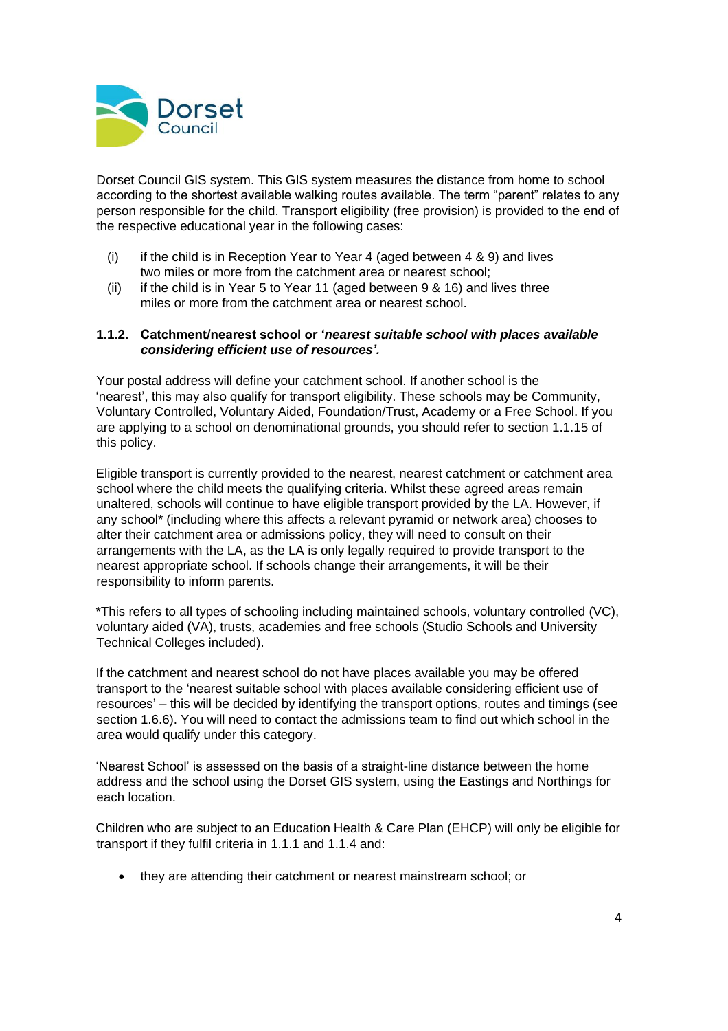Dorset Council GIS system. This GIS system measures the distance from home to school according to the shortest available walking routes available. The term "parent" relates to any person responsible for the child. Transport eligibility (free provision) is provided to the end of the respective educational year in the following cases:

(i) if the child is in Reception Year to Year 4 (aged between 4 & 9) and lives two miles or more from the catchment area or nearest school;
(ii) if the child is in Year 5 to Year 11 (aged between 9 & 16) and lives three miles or more from the catchment area or nearest school.

#### 1.1.2. Catchment/nearest school or '*nearest suitable school with places available considering efficient use of resources'.*

Your postal address will define your catchment school. If another school is the 'nearest', this may also qualify for transport eligibility. These schools may be Community, Voluntary Controlled, Voluntary Aided, Foundation/Trust, Academy or a Free School. If you are applying to a school on denominational grounds, you should refer to section 1.1.15 of this policy.

Eligible transport is currently provided to the nearest, nearest catchment or catchment area school where the child meets the qualifying criteria. Whilst these agreed areas remain unaltered, schools will continue to have eligible transport provided by the LA. However, if any school* (including where this affects a relevant pyramid or network area) chooses to alter their catchment area or admissions policy, they will need to consult on their arrangements with the LA, as the LA is only legally required to provide transport to the nearest appropriate school. If schools change their arrangements, it will be their responsibility to inform parents.

*This refers to all types of schooling including maintained schools, voluntary controlled (VC), voluntary aided (VA), trusts, academies and free schools (Studio Schools and University Technical Colleges included).

If the catchment and nearest school do not have places available you may be offered transport to the 'nearest suitable school with places available considering efficient use of resources' – this will be decided by identifying the transport options, routes and timings (see section 1.6.6). You will need to contact the admissions team to find out which school in the area would qualify under this category.

'Nearest School' is assessed on the basis of a straight-line distance between the home address and the school using the Dorset GIS system, using the Eastings and Northings for each location.

Children who are subject to an Education Health & Care Plan (EHCP) will only be eligible for transport if they fulfil criteria in 1.1.1 and 1.1.4 and:

- they are attending their catchment or nearest mainstream school; or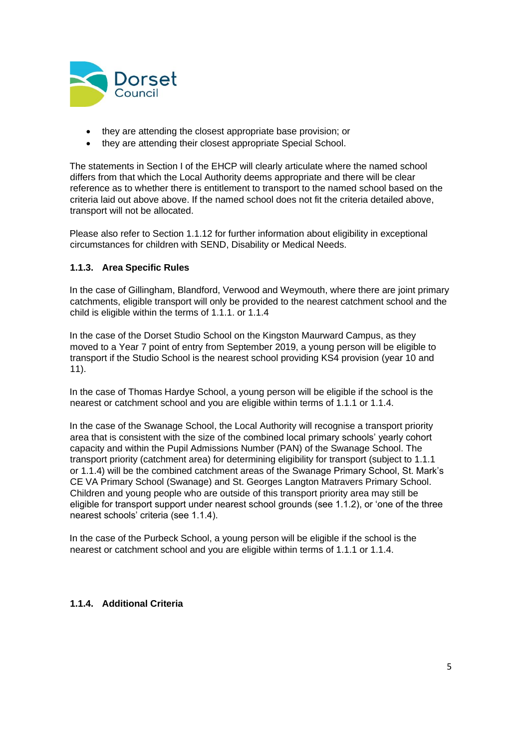- they are attending the closest appropriate base provision; or
- they are attending their closest appropriate Special School.

The statements in Section I of the EHCP will clearly articulate where the named school differs from that which the Local Authority deems appropriate and there will be clear reference as to whether there is entitlement to transport to the named school based on the criteria laid out above above. If the named school does not fit the criteria detailed above, transport will not be allocated.

Please also refer to Section 1.1.12 for further information about eligibility in exceptional circumstances for children with SEND, Disability or Medical Needs.

#### 1.1.3. Area Specific Rules

In the case of Gillingham, Blandford, Verwood and Weymouth, where there are joint primary catchments, eligible transport will only be provided to the nearest catchment school and the child is eligible within the terms of 1.1.1. or 1.1.4

In the case of the Dorset Studio School on the Kingston Maurward Campus, as they moved to a Year 7 point of entry from September 2019, a young person will be eligible to transport if the Studio School is the nearest school providing KS4 provision (year 10 and 11).

In the case of Thomas Hardye School, a young person will be eligible if the school is the nearest or catchment school and you are eligible within terms of 1.1.1 or 1.1.4.

In the case of the Swanage School, the Local Authority will recognise a transport priority area that is consistent with the size of the combined local primary schools' yearly cohort capacity and within the Pupil Admissions Number (PAN) of the Swanage School. The transport priority (catchment area) for determining eligibility for transport (subject to 1.1.1 or 1.1.4) will be the combined catchment areas of the Swanage Primary School, St. Mark's CE VA Primary School (Swanage) and St. Georges Langton Matravers Primary School. Children and young people who are outside of this transport priority area may still be eligible for transport support under nearest school grounds (see 1.1.2), or 'one of the three nearest schools' criteria (see 1.1.4).

In the case of the Purbeck School, a young person will be eligible if the school is the nearest or catchment school and you are eligible within terms of 1.1.1 or 1.1.4.

#### 1.1.4. Additional Criteria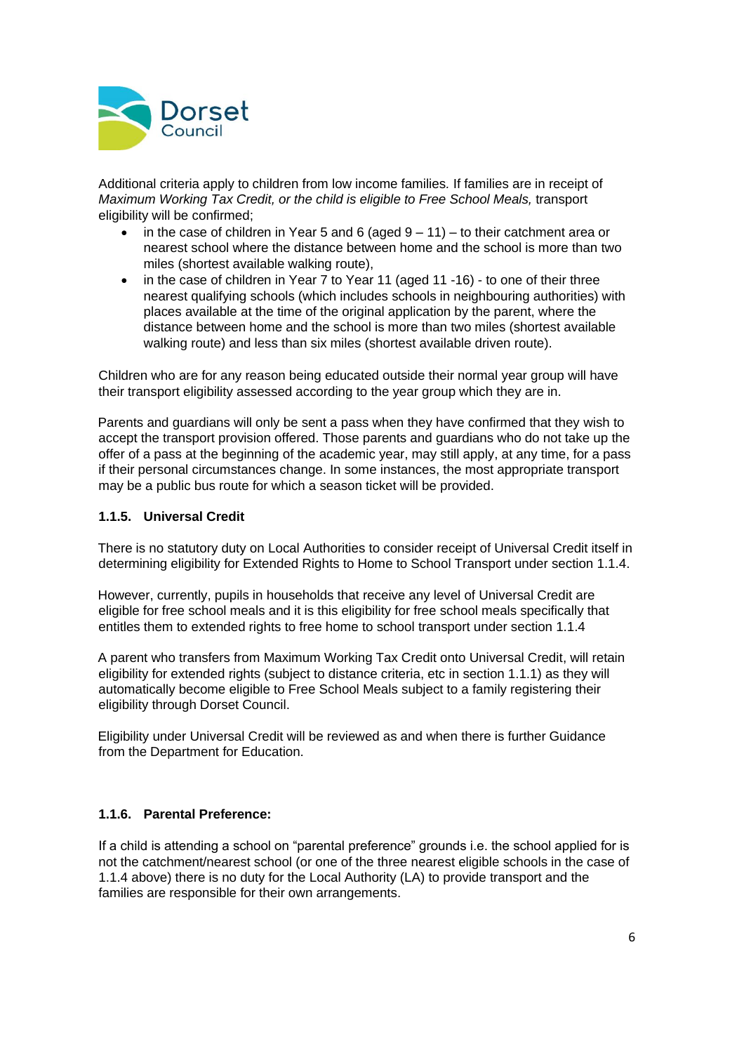Additional criteria apply to children from low income families. If families are in receipt of *Maximum Working Tax Credit, or the child is eligible to Free School Meals,* transport eligibility will be confirmed;

- in the case of children in Year 5 and 6 (aged 9 – 11) – to their catchment area or nearest school where the distance between home and the school is more than two miles (shortest available walking route),
- in the case of children in Year 7 to Year 11 (aged 11 -16) - to one of their three nearest qualifying schools (which includes schools in neighbouring authorities) with places available at the time of the original application by the parent, where the distance between home and the school is more than two miles (shortest available walking route) and less than six miles (shortest available driven route).

Children who are for any reason being educated outside their normal year group will have their transport eligibility assessed according to the year group which they are in.

Parents and guardians will only be sent a pass when they have confirmed that they wish to accept the transport provision offered. Those parents and guardians who do not take up the offer of a pass at the beginning of the academic year, may still apply, at any time, for a pass if their personal circumstances change. In some instances, the most appropriate transport may be a public bus route for which a season ticket will be provided.

### 1.1.5. Universal Credit

There is no statutory duty on Local Authorities to consider receipt of Universal Credit itself in determining eligibility for Extended Rights to Home to School Transport under section 1.1.4.

However, currently, pupils in households that receive any level of Universal Credit are eligible for free school meals and it is this eligibility for free school meals specifically that entitles them to extended rights to free home to school transport under section 1.1.4

A parent who transfers from Maximum Working Tax Credit onto Universal Credit, will retain eligibility for extended rights (subject to distance criteria, etc in section 1.1.1) as they will automatically become eligible to Free School Meals subject to a family registering their eligibility through Dorset Council.

Eligibility under Universal Credit will be reviewed as and when there is further Guidance from the Department for Education.

### 1.1.6. Parental Preference:

If a child is attending a school on "parental preference" grounds i.e. the school applied for is not the catchment/nearest school (or one of the three nearest eligible schools in the case of 1.1.4 above) there is no duty for the Local Authority (LA) to provide transport and the families are responsible for their own arrangements.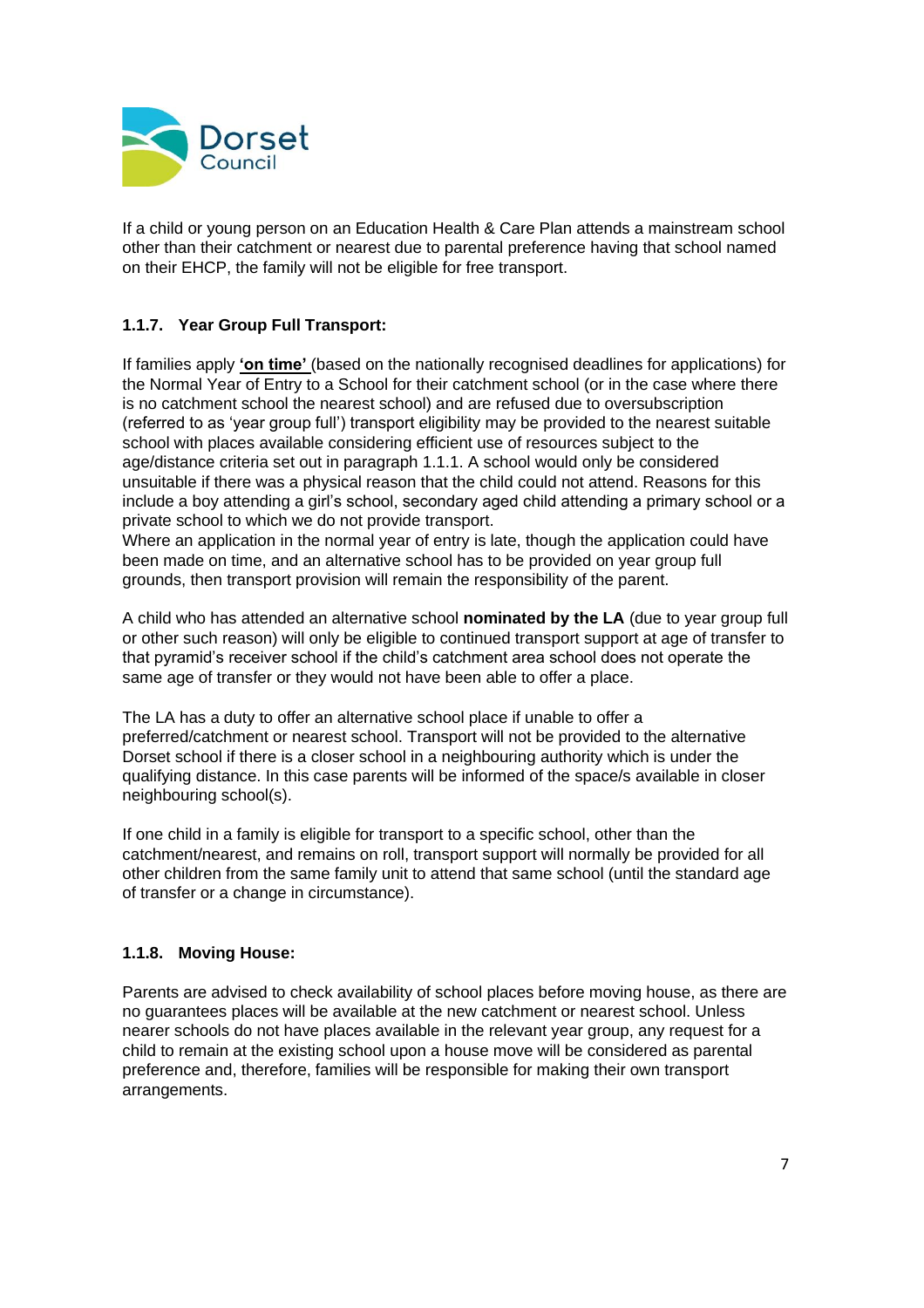If a child or young person on an Education Health & Care Plan attends a mainstream school other than their catchment or nearest due to parental preference having that school named on their EHCP, the family will not be eligible for free transport.

#### 1.1.7. Year Group Full Transport:

If families apply **'on time'** (based on the nationally recognised deadlines for applications) for the Normal Year of Entry to a School for their catchment school (or in the case where there is no catchment school the nearest school) and are refused due to oversubscription (referred to as 'year group full') transport eligibility may be provided to the nearest suitable school with places available considering efficient use of resources subject to the age/distance criteria set out in paragraph 1.1.1. A school would only be considered unsuitable if there was a physical reason that the child could not attend. Reasons for this include a boy attending a girl's school, secondary aged child attending a primary school or a private school to which we do not provide transport.
Where an application in the normal year of entry is late, though the application could have been made on time, and an alternative school has to be provided on year group full grounds, then transport provision will remain the responsibility of the parent.

A child who has attended an alternative school **nominated by the LA** (due to year group full or other such reason) will only be eligible to continued transport support at age of transfer to that pyramid's receiver school if the child's catchment area school does not operate the same age of transfer or they would not have been able to offer a place.

The LA has a duty to offer an alternative school place if unable to offer a preferred/catchment or nearest school. Transport will not be provided to the alternative Dorset school if there is a closer school in a neighbouring authority which is under the qualifying distance. In this case parents will be informed of the space/s available in closer neighbouring school(s).

If one child in a family is eligible for transport to a specific school, other than the catchment/nearest, and remains on roll, transport support will normally be provided for all other children from the same family unit to attend that same school (until the standard age of transfer or a change in circumstance).

#### 1.1.8. Moving House:

Parents are advised to check availability of school places before moving house, as there are no guarantees places will be available at the new catchment or nearest school. Unless nearer schools do not have places available in the relevant year group, any request for a child to remain at the existing school upon a house move will be considered as parental preference and, therefore, families will be responsible for making their own transport arrangements.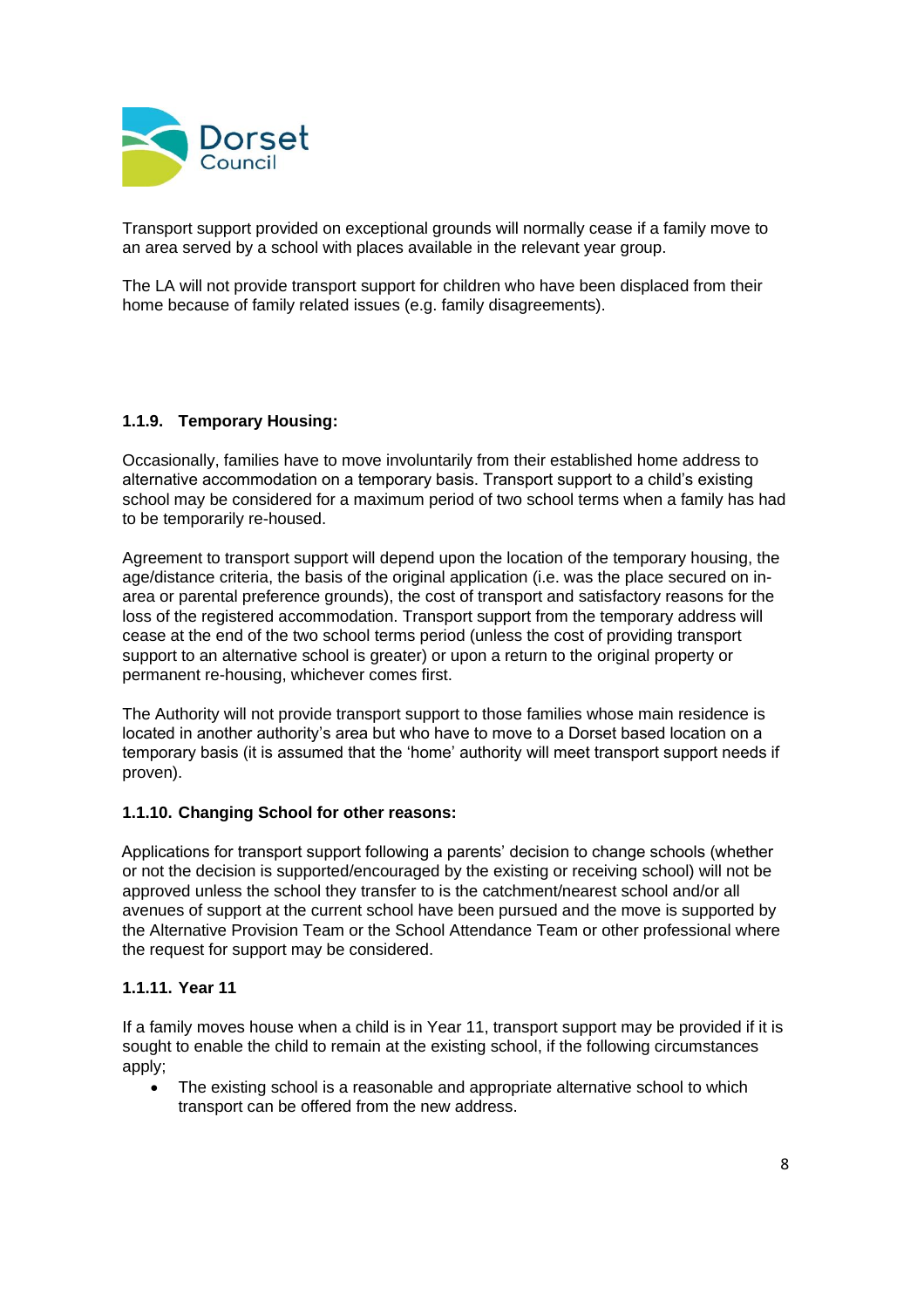Transport support provided on exceptional grounds will normally cease if a family move to an area served by a school with places available in the relevant year group.

The LA will not provide transport support for children who have been displaced from their home because of family related issues (e.g. family disagreements).

#### 1.1.9. Temporary Housing:

Occasionally, families have to move involuntarily from their established home address to alternative accommodation on a temporary basis. Transport support to a child's existing school may be considered for a maximum period of two school terms when a family has had to be temporarily re-housed.

Agreement to transport support will depend upon the location of the temporary housing, the age/distance criteria, the basis of the original application (i.e. was the place secured on in-area or parental preference grounds), the cost of transport and satisfactory reasons for the loss of the registered accommodation. Transport support from the temporary address will cease at the end of the two school terms period (unless the cost of providing transport support to an alternative school is greater) or upon a return to the original property or permanent re-housing, whichever comes first.

The Authority will not provide transport support to those families whose main residence is located in another authority's area but who have to move to a Dorset based location on a temporary basis (it is assumed that the 'home' authority will meet transport support needs if proven).

#### 1.1.10. Changing School for other reasons:

Applications for transport support following a parents' decision to change schools (whether or not the decision is supported/encouraged by the existing or receiving school) will not be approved unless the school they transfer to is the catchment/nearest school and/or all avenues of support at the current school have been pursued and the move is supported by the Alternative Provision Team or the School Attendance Team or other professional where the request for support may be considered.

#### 1.1.11. Year 11

If a family moves house when a child is in Year 11, transport support may be provided if it is sought to enable the child to remain at the existing school, if the following circumstances apply;

- The existing school is a reasonable and appropriate alternative school to which transport can be offered from the new address.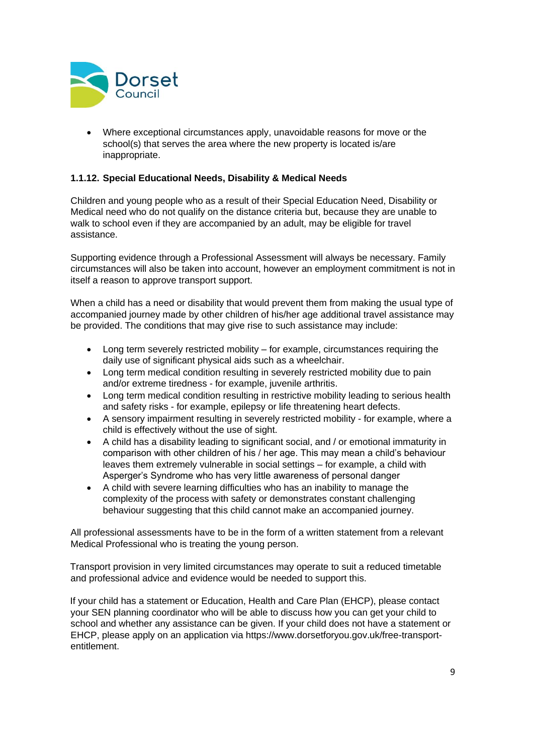- Where exceptional circumstances apply, unavoidable reasons for move or the school(s) that serves the area where the new property is located is/are inappropriate.

### 1.1.12. Special Educational Needs, Disability & Medical Needs

Children and young people who as a result of their Special Education Need, Disability or Medical need who do not qualify on the distance criteria but, because they are unable to walk to school even if they are accompanied by an adult, may be eligible for travel assistance.

Supporting evidence through a Professional Assessment will always be necessary. Family circumstances will also be taken into account, however an employment commitment is not in itself a reason to approve transport support.

When a child has a need or disability that would prevent them from making the usual type of accompanied journey made by other children of his/her age additional travel assistance may be provided. The conditions that may give rise to such assistance may include:

- Long term severely restricted mobility – for example, circumstances requiring the daily use of significant physical aids such as a wheelchair.
- Long term medical condition resulting in severely restricted mobility due to pain and/or extreme tiredness - for example, juvenile arthritis.
- Long term medical condition resulting in restrictive mobility leading to serious health and safety risks - for example, epilepsy or life threatening heart defects.
- A sensory impairment resulting in severely restricted mobility - for example, where a child is effectively without the use of sight.
- A child has a disability leading to significant social, and / or emotional immaturity in comparison with other children of his / her age. This may mean a child's behaviour leaves them extremely vulnerable in social settings – for example, a child with Asperger's Syndrome who has very little awareness of personal danger
- A child with severe learning difficulties who has an inability to manage the complexity of the process with safety or demonstrates constant challenging behaviour suggesting that this child cannot make an accompanied journey.

All professional assessments have to be in the form of a written statement from a relevant Medical Professional who is treating the young person.

Transport provision in very limited circumstances may operate to suit a reduced timetable and professional advice and evidence would be needed to support this.

If your child has a statement or Education, Health and Care Plan (EHCP), please contact your SEN planning coordinator who will be able to discuss how you can get your child to school and whether any assistance can be given. If your child does not have a statement or EHCP, please apply on an application via https://www.dorsetforyou.gov.uk/free-transport-entitlement.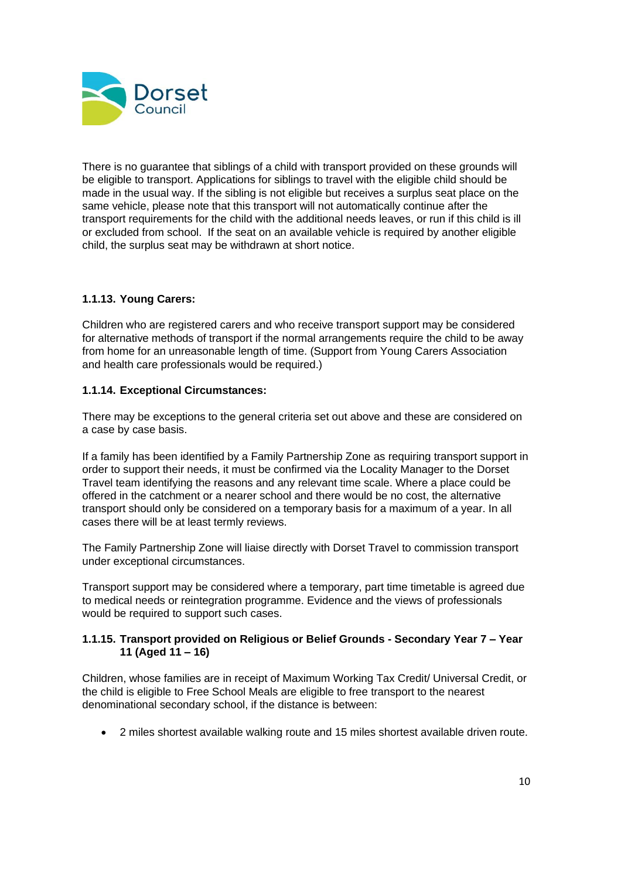There is no guarantee that siblings of a child with transport provided on these grounds will be eligible to transport. Applications for siblings to travel with the eligible child should be made in the usual way. If the sibling is not eligible but receives a surplus seat place on the same vehicle, please note that this transport will not automatically continue after the transport requirements for the child with the additional needs leaves, or run if this child is ill or excluded from school. If the seat on an available vehicle is required by another eligible child, the surplus seat may be withdrawn at short notice.

#### 1.1.13. Young Carers:

Children who are registered carers and who receive transport support may be considered for alternative methods of transport if the normal arrangements require the child to be away from home for an unreasonable length of time. (Support from Young Carers Association and health care professionals would be required.)

#### 1.1.14. Exceptional Circumstances:

There may be exceptions to the general criteria set out above and these are considered on a case by case basis.

If a family has been identified by a Family Partnership Zone as requiring transport support in order to support their needs, it must be confirmed via the Locality Manager to the Dorset Travel team identifying the reasons and any relevant time scale. Where a place could be offered in the catchment or a nearer school and there would be no cost, the alternative transport should only be considered on a temporary basis for a maximum of a year. In all cases there will be at least termly reviews.

The Family Partnership Zone will liaise directly with Dorset Travel to commission transport under exceptional circumstances.

Transport support may be considered where a temporary, part time timetable is agreed due to medical needs or reintegration programme. Evidence and the views of professionals would be required to support such cases.

#### 1.1.15. Transport provided on Religious or Belief Grounds - Secondary Year 7 – Year 11 (Aged 11 – 16)

Children, whose families are in receipt of Maximum Working Tax Credit/ Universal Credit, or the child is eligible to Free School Meals are eligible to free transport to the nearest denominational secondary school, if the distance is between:

- 2 miles shortest available walking route and 15 miles shortest available driven route.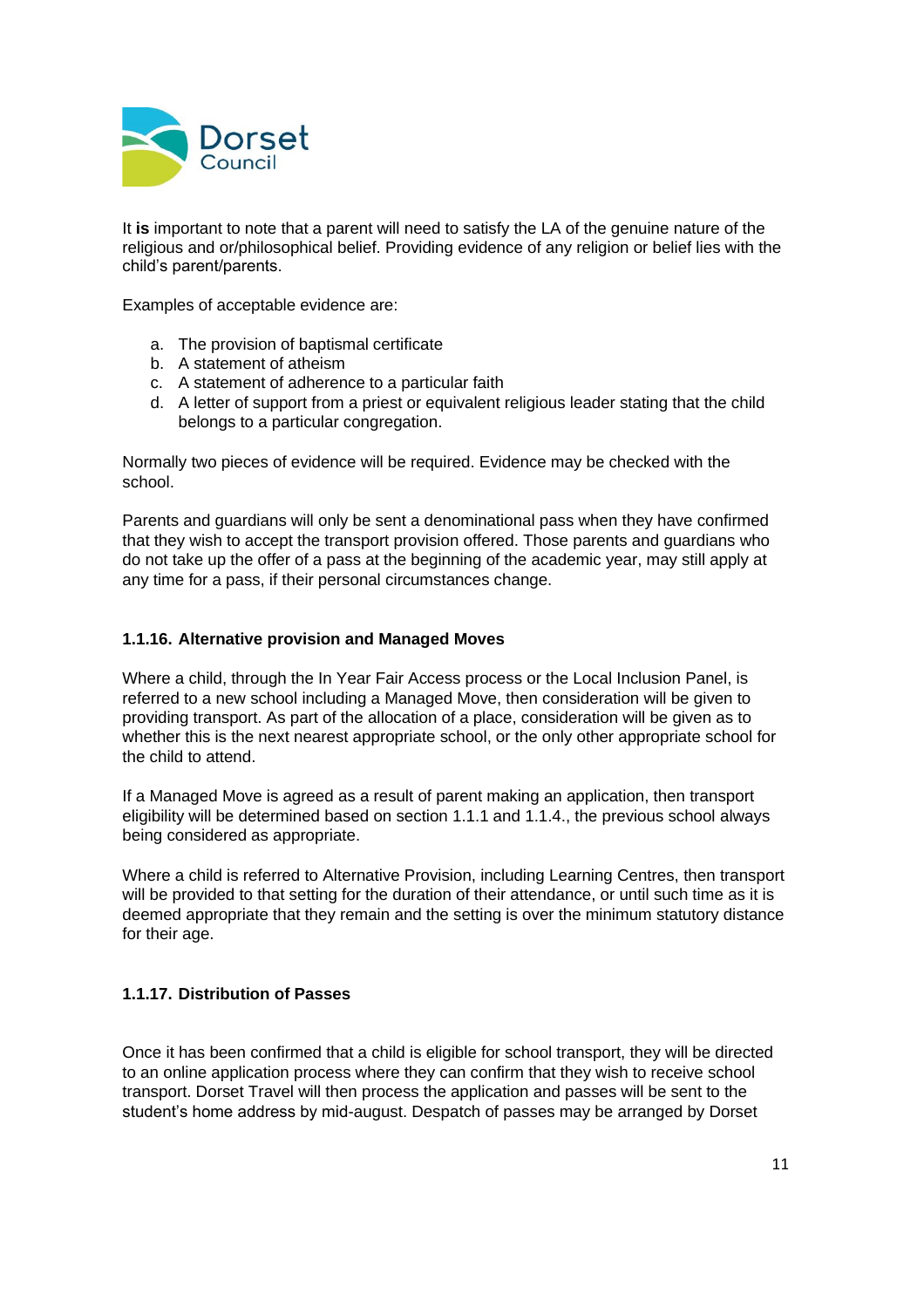It **is** important to note that a parent will need to satisfy the LA of the genuine nature of the religious and or/philosophical belief. Providing evidence of any religion or belief lies with the child's parent/parents.

Examples of acceptable evidence are:

a. The provision of baptismal certificate
b. A statement of atheism
c. A statement of adherence to a particular faith
d. A letter of support from a priest or equivalent religious leader stating that the child belongs to a particular congregation.

Normally two pieces of evidence will be required. Evidence may be checked with the school.

Parents and guardians will only be sent a denominational pass when they have confirmed that they wish to accept the transport provision offered. Those parents and guardians who do not take up the offer of a pass at the beginning of the academic year, may still apply at any time for a pass, if their personal circumstances change.

### 1.1.16. Alternative provision and Managed Moves

Where a child, through the In Year Fair Access process or the Local Inclusion Panel, is referred to a new school including a Managed Move, then consideration will be given to providing transport. As part of the allocation of a place, consideration will be given as to whether this is the next nearest appropriate school, or the only other appropriate school for the child to attend.

If a Managed Move is agreed as a result of parent making an application, then transport eligibility will be determined based on section 1.1.1 and 1.1.4., the previous school always being considered as appropriate.

Where a child is referred to Alternative Provision, including Learning Centres, then transport will be provided to that setting for the duration of their attendance, or until such time as it is deemed appropriate that they remain and the setting is over the minimum statutory distance for their age.

### 1.1.17. Distribution of Passes

Once it has been confirmed that a child is eligible for school transport, they will be directed to an online application process where they can confirm that they wish to receive school transport. Dorset Travel will then process the application and passes will be sent to the student's home address by mid-august. Despatch of passes may be arranged by Dorset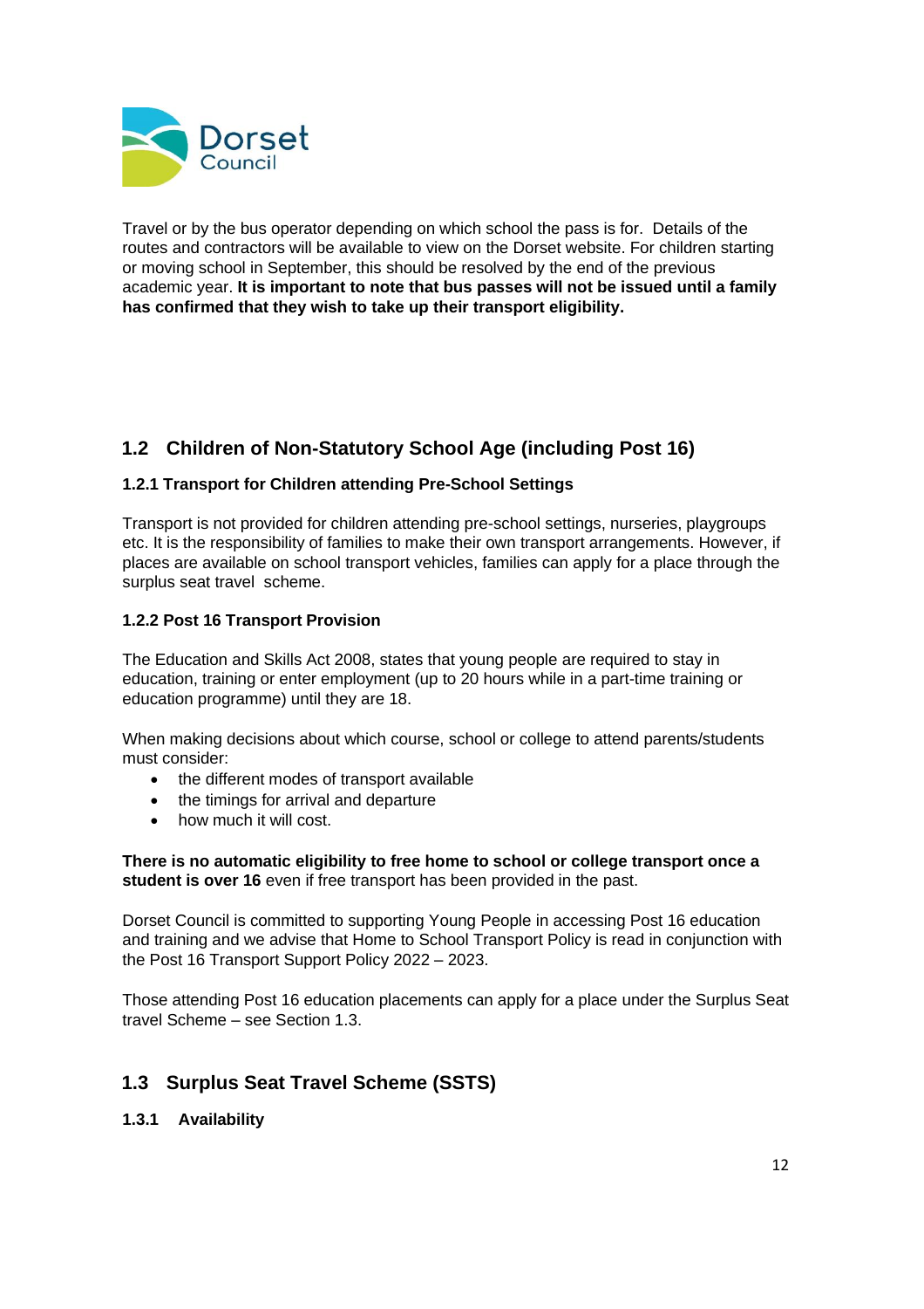Travel or by the bus operator depending on which school the pass is for.  Details of the routes and contractors will be available to view on the Dorset website. For children starting or moving school in September, this should be resolved by the end of the previous academic year. **It is important to note that bus passes will not be issued until a family has confirmed that they wish to take up their transport eligibility.**

## 1.2 Children of Non-Statutory School Age (including Post 16)

### 1.2.1 Transport for Children attending Pre-School Settings

Transport is not provided for children attending pre-school settings, nurseries, playgroups etc. It is the responsibility of families to make their own transport arrangements. However, if places are available on school transport vehicles, families can apply for a place through the surplus seat travel scheme.

### 1.2.2 Post 16 Transport Provision

The Education and Skills Act 2008, states that young people are required to stay in education, training or enter employment (up to 20 hours while in a part-time training or education programme) until they are 18.

When making decisions about which course, school or college to attend parents/students must consider:

- the different modes of transport available
- the timings for arrival and departure
- how much it will cost.

**There is no automatic eligibility to free home to school or college transport once a student is over 16** even if free transport has been provided in the past.

Dorset Council is committed to supporting Young People in accessing Post 16 education and training and we advise that Home to School Transport Policy is read in conjunction with the Post 16 Transport Support Policy 2022 – 2023.

Those attending Post 16 education placements can apply for a place under the Surplus Seat travel Scheme – see Section 1.3.

## 1.3 Surplus Seat Travel Scheme (SSTS)

### 1.3.1 Availability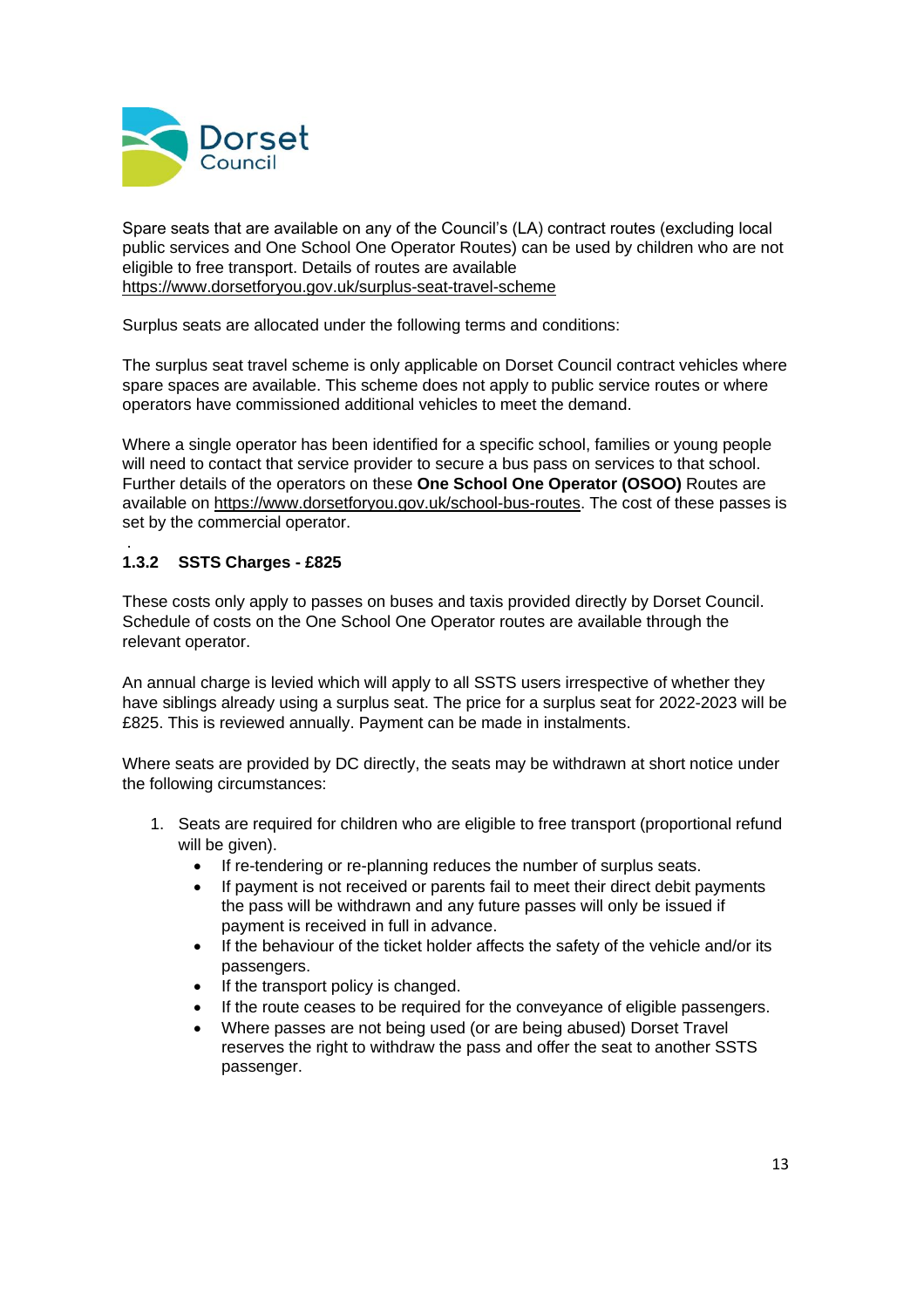Spare seats that are available on any of the Council's (LA) contract routes (excluding local public services and One School One Operator Routes) can be used by children who are not eligible to free transport. Details of routes are available https://www.dorsetforyou.gov.uk/surplus-seat-travel-scheme

Surplus seats are allocated under the following terms and conditions:

The surplus seat travel scheme is only applicable on Dorset Council contract vehicles where spare spaces are available. This scheme does not apply to public service routes or where operators have commissioned additional vehicles to meet the demand.

Where a single operator has been identified for a specific school, families or young people will need to contact that service provider to secure a bus pass on services to that school. Further details of the operators on these **One School One Operator (OSOO)** Routes are available on https://www.dorsetforyou.gov.uk/school-bus-routes. The cost of these passes is set by the commercial operator.

### 1.3.2 SSTS Charges - £825

These costs only apply to passes on buses and taxis provided directly by Dorset Council. Schedule of costs on the One School One Operator routes are available through the relevant operator.

An annual charge is levied which will apply to all SSTS users irrespective of whether they have siblings already using a surplus seat. The price for a surplus seat for 2022-2023 will be £825. This is reviewed annually. Payment can be made in instalments.

Where seats are provided by DC directly, the seats may be withdrawn at short notice under the following circumstances:

1. Seats are required for children who are eligible to free transport (proportional refund will be given).
    - If re-tendering or re-planning reduces the number of surplus seats.
    - If payment is not received or parents fail to meet their direct debit payments the pass will be withdrawn and any future passes will only be issued if payment is received in full in advance.
    - If the behaviour of the ticket holder affects the safety of the vehicle and/or its passengers.
    - If the transport policy is changed.
    - If the route ceases to be required for the conveyance of eligible passengers.
    - Where passes are not being used (or are being abused) Dorset Travel reserves the right to withdraw the pass and offer the seat to another SSTS passenger.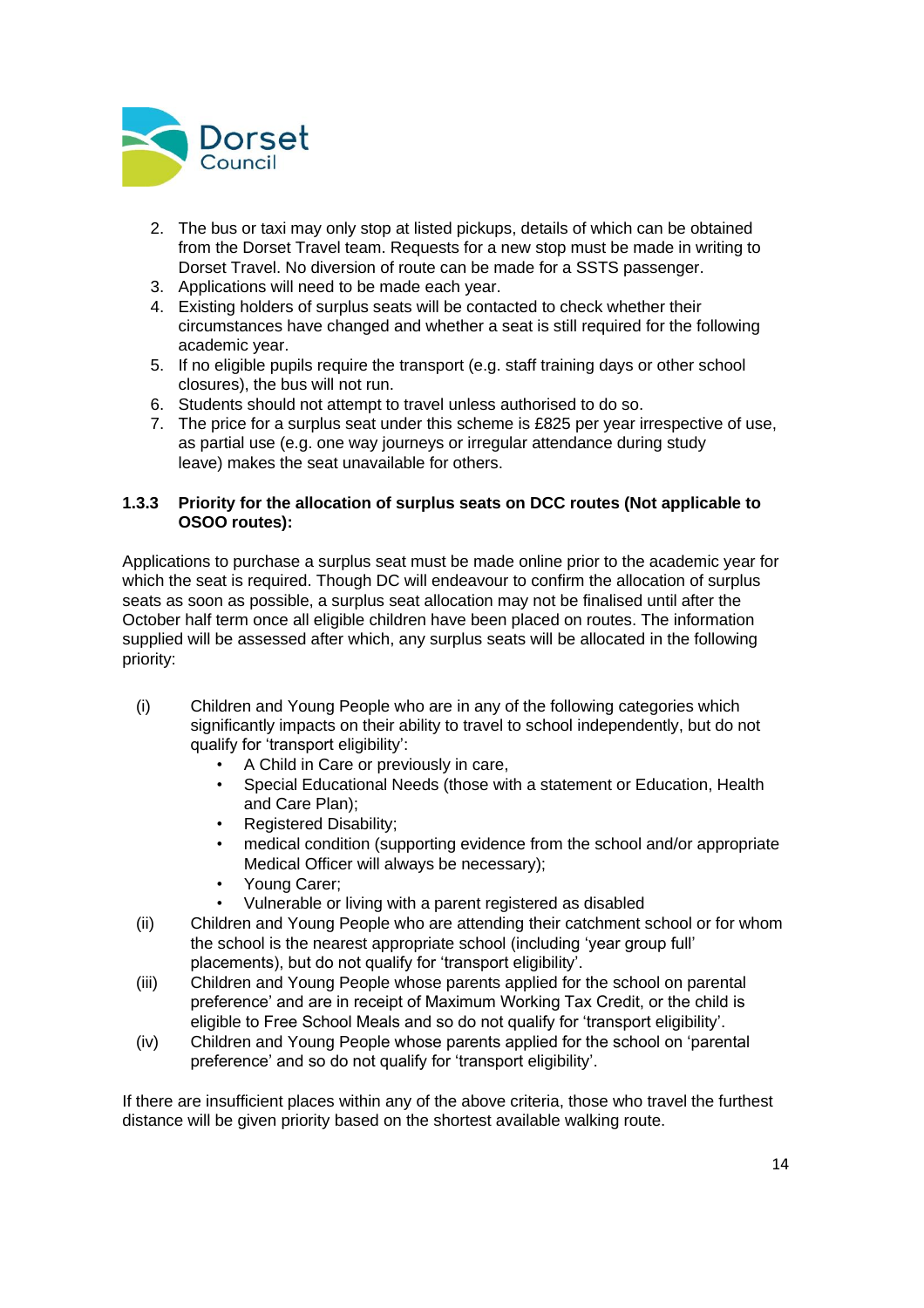2. The bus or taxi may only stop at listed pickups, details of which can be obtained from the Dorset Travel team. Requests for a new stop must be made in writing to Dorset Travel. No diversion of route can be made for a SSTS passenger.
3. Applications will need to be made each year.
4. Existing holders of surplus seats will be contacted to check whether their circumstances have changed and whether a seat is still required for the following academic year.
5. If no eligible pupils require the transport (e.g. staff training days or other school closures), the bus will not run.
6. Students should not attempt to travel unless authorised to do so.
7. The price for a surplus seat under this scheme is £825 per year irrespective of use, as partial use (e.g. one way journeys or irregular attendance during study leave) makes the seat unavailable for others.

### 1.3.3 Priority for the allocation of surplus seats on DCC routes (Not applicable to OSOO routes):

Applications to purchase a surplus seat must be made online prior to the academic year for which the seat is required. Though DC will endeavour to confirm the allocation of surplus seats as soon as possible, a surplus seat allocation may not be finalised until after the October half term once all eligible children have been placed on routes. The information supplied will be assessed after which, any surplus seats will be allocated in the following priority:

(i) Children and Young People who are in any of the following categories which significantly impacts on their ability to travel to school independently, but do not qualify for 'transport eligibility':
   - A Child in Care or previously in care,
   - Special Educational Needs (those with a statement or Education, Health and Care Plan);
   - Registered Disability;
   - medical condition (supporting evidence from the school and/or appropriate Medical Officer will always be necessary);
   - Young Carer;
   - Vulnerable or living with a parent registered as disabled

(ii) Children and Young People who are attending their catchment school or for whom the school is the nearest appropriate school (including 'year group full' placements), but do not qualify for 'transport eligibility'.

(iii) Children and Young People whose parents applied for the school on parental preference' and are in receipt of Maximum Working Tax Credit, or the child is eligible to Free School Meals and so do not qualify for 'transport eligibility'.

(iv) Children and Young People whose parents applied for the school on 'parental preference' and so do not qualify for 'transport eligibility'.

If there are insufficient places within any of the above criteria, those who travel the furthest distance will be given priority based on the shortest available walking route.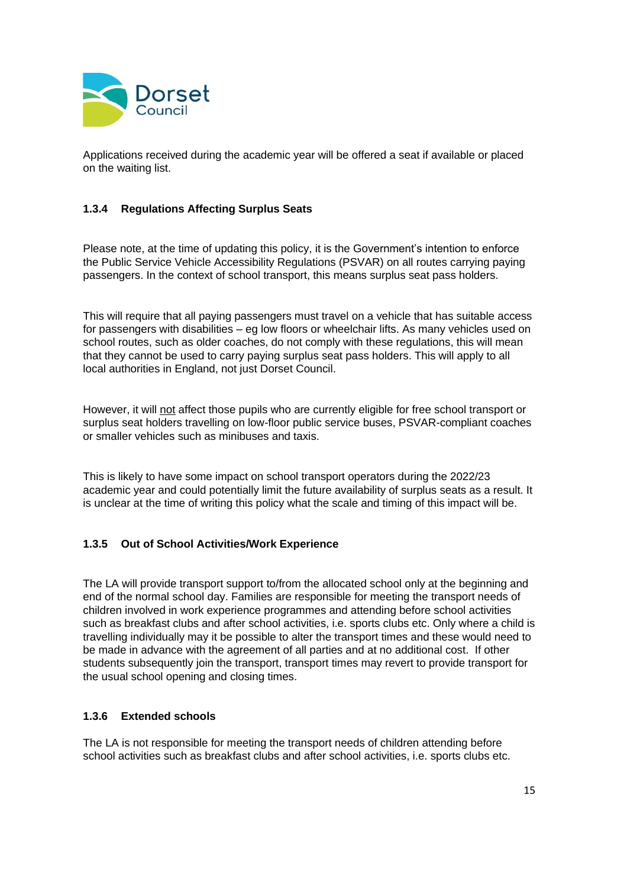Applications received during the academic year will be offered a seat if available or placed on the waiting list.

### 1.3.4 Regulations Affecting Surplus Seats

Please note, at the time of updating this policy, it is the Government's intention to enforce the Public Service Vehicle Accessibility Regulations (PSVAR) on all routes carrying paying passengers. In the context of school transport, this means surplus seat pass holders.

This will require that all paying passengers must travel on a vehicle that has suitable access for passengers with disabilities – eg low floors or wheelchair lifts. As many vehicles used on school routes, such as older coaches, do not comply with these regulations, this will mean that they cannot be used to carry paying surplus seat pass holders. This will apply to all local authorities in England, not just Dorset Council.

However, it will <u>not</u> affect those pupils who are currently eligible for free school transport or surplus seat holders travelling on low-floor public service buses, PSVAR-compliant coaches or smaller vehicles such as minibuses and taxis.

This is likely to have some impact on school transport operators during the 2022/23 academic year and could potentially limit the future availability of surplus seats as a result. It is unclear at the time of writing this policy what the scale and timing of this impact will be.

### 1.3.5 Out of School Activities/Work Experience

The LA will provide transport support to/from the allocated school only at the beginning and end of the normal school day. Families are responsible for meeting the transport needs of children involved in work experience programmes and attending before school activities such as breakfast clubs and after school activities, i.e. sports clubs etc. Only where a child is travelling individually may it be possible to alter the transport times and these would need to be made in advance with the agreement of all parties and at no additional cost. If other students subsequently join the transport, transport times may revert to provide transport for the usual school opening and closing times.

### 1.3.6 Extended schools

The LA is not responsible for meeting the transport needs of children attending before school activities such as breakfast clubs and after school activities, i.e. sports clubs etc.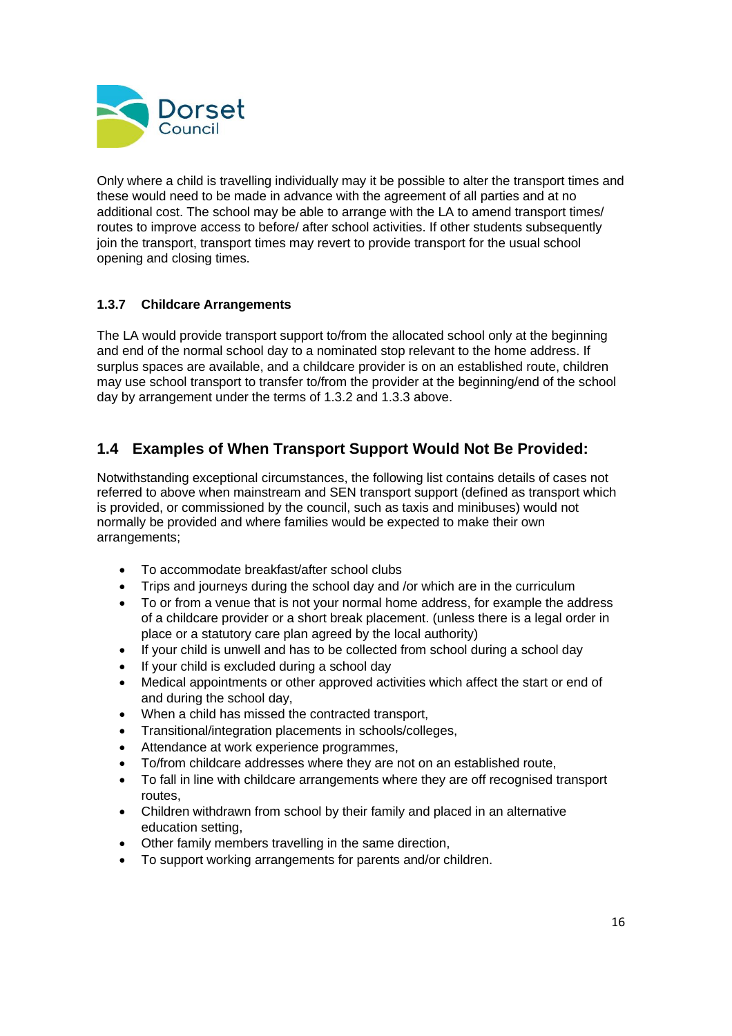Only where a child is travelling individually may it be possible to alter the transport times and these would need to be made in advance with the agreement of all parties and at no additional cost. The school may be able to arrange with the LA to amend transport times/ routes to improve access to before/ after school activities. If other students subsequently join the transport, transport times may revert to provide transport for the usual school opening and closing times.

### 1.3.7 Childcare Arrangements

The LA would provide transport support to/from the allocated school only at the beginning and end of the normal school day to a nominated stop relevant to the home address. If surplus spaces are available, and a childcare provider is on an established route, children may use school transport to transfer to/from the provider at the beginning/end of the school day by arrangement under the terms of 1.3.2 and 1.3.3 above.

## 1.4 Examples of When Transport Support Would Not Be Provided:

Notwithstanding exceptional circumstances, the following list contains details of cases not referred to above when mainstream and SEN transport support (defined as transport which is provided, or commissioned by the council, such as taxis and minibuses) would not normally be provided and where families would be expected to make their own arrangements;

- To accommodate breakfast/after school clubs
- Trips and journeys during the school day and /or which are in the curriculum
- To or from a venue that is not your normal home address, for example the address of a childcare provider or a short break placement. (unless there is a legal order in place or a statutory care plan agreed by the local authority)
- If your child is unwell and has to be collected from school during a school day
- If your child is excluded during a school day
- Medical appointments or other approved activities which affect the start or end of and during the school day,
- When a child has missed the contracted transport,
- Transitional/integration placements in schools/colleges,
- Attendance at work experience programmes,
- To/from childcare addresses where they are not on an established route,
- To fall in line with childcare arrangements where they are off recognised transport routes,
- Children withdrawn from school by their family and placed in an alternative education setting,
- Other family members travelling in the same direction,
- To support working arrangements for parents and/or children.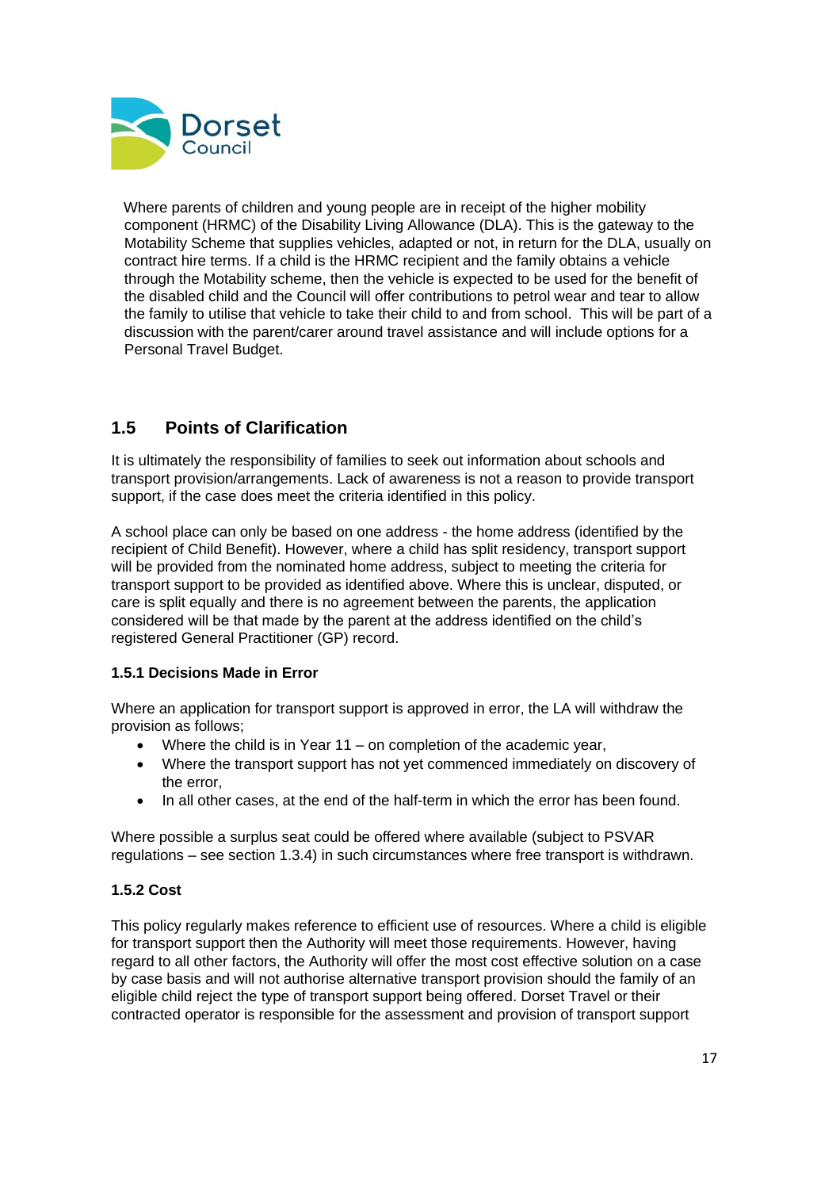Where parents of children and young people are in receipt of the higher mobility component (HRMC) of the Disability Living Allowance (DLA). This is the gateway to the Motability Scheme that supplies vehicles, adapted or not, in return for the DLA, usually on contract hire terms. If a child is the HRMC recipient and the family obtains a vehicle through the Motability scheme, then the vehicle is expected to be used for the benefit of the disabled child and the Council will offer contributions to petrol wear and tear to allow the family to utilise that vehicle to take their child to and from school. This will be part of a discussion with the parent/carer around travel assistance and will include options for a Personal Travel Budget.

## 1.5 Points of Clarification

It is ultimately the responsibility of families to seek out information about schools and transport provision/arrangements. Lack of awareness is not a reason to provide transport support, if the case does meet the criteria identified in this policy.

A school place can only be based on one address - the home address (identified by the recipient of Child Benefit). However, where a child has split residency, transport support will be provided from the nominated home address, subject to meeting the criteria for transport support to be provided as identified above. Where this is unclear, disputed, or care is split equally and there is no agreement between the parents, the application considered will be that made by the parent at the address identified on the child's registered General Practitioner (GP) record.

### 1.5.1 Decisions Made in Error

Where an application for transport support is approved in error, the LA will withdraw the provision as follows;

- Where the child is in Year 11 – on completion of the academic year,
- Where the transport support has not yet commenced immediately on discovery of the error,
- In all other cases, at the end of the half-term in which the error has been found.

Where possible a surplus seat could be offered where available (subject to PSVAR regulations – see section 1.3.4) in such circumstances where free transport is withdrawn.

### 1.5.2 Cost

This policy regularly makes reference to efficient use of resources. Where a child is eligible for transport support then the Authority will meet those requirements. However, having regard to all other factors, the Authority will offer the most cost effective solution on a case by case basis and will not authorise alternative transport provision should the family of an eligible child reject the type of transport support being offered. Dorset Travel or their contracted operator is responsible for the assessment and provision of transport support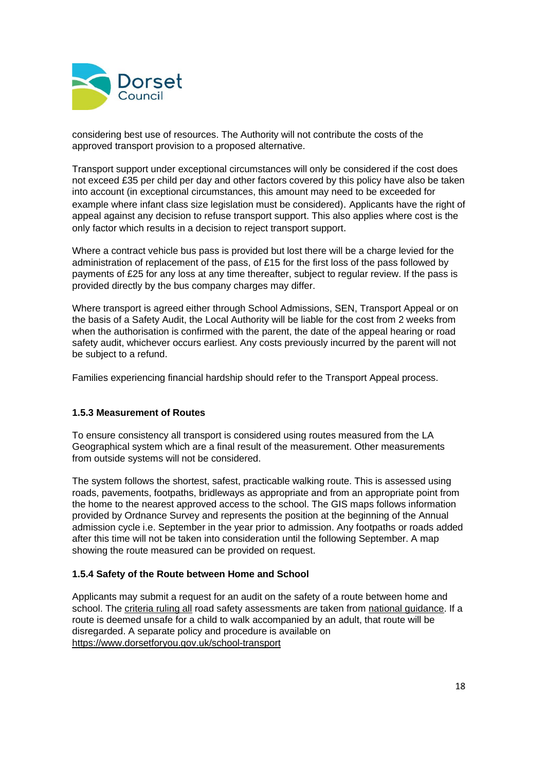considering best use of resources. The Authority will not contribute the costs of the approved transport provision to a proposed alternative.

Transport support under exceptional circumstances will only be considered if the cost does not exceed £35 per child per day and other factors covered by this policy have also be taken into account (in exceptional circumstances, this amount may need to be exceeded for example where infant class size legislation must be considered). Applicants have the right of appeal against any decision to refuse transport support. This also applies where cost is the only factor which results in a decision to reject transport support.

Where a contract vehicle bus pass is provided but lost there will be a charge levied for the administration of replacement of the pass, of £15 for the first loss of the pass followed by payments of £25 for any loss at any time thereafter, subject to regular review. If the pass is provided directly by the bus company charges may differ.

Where transport is agreed either through School Admissions, SEN, Transport Appeal or on the basis of a Safety Audit, the Local Authority will be liable for the cost from 2 weeks from when the authorisation is confirmed with the parent, the date of the appeal hearing or road safety audit, whichever occurs earliest. Any costs previously incurred by the parent will not be subject to a refund.

Families experiencing financial hardship should refer to the Transport Appeal process.

#### 1.5.3 Measurement of Routes

To ensure consistency all transport is considered using routes measured from the LA Geographical system which are a final result of the measurement. Other measurements from outside systems will not be considered.

The system follows the shortest, safest, practicable walking route. This is assessed using roads, pavements, footpaths, bridleways as appropriate and from an appropriate point from the home to the nearest approved access to the school. The GIS maps follows information provided by Ordnance Survey and represents the position at the beginning of the Annual admission cycle i.e. September in the year prior to admission. Any footpaths or roads added after this time will not be taken into consideration until the following September. A map showing the route measured can be provided on request.

#### 1.5.4 Safety of the Route between Home and School

Applicants may submit a request for an audit on the safety of a route between home and school. The criteria ruling all road safety assessments are taken from national guidance. If a route is deemed unsafe for a child to walk accompanied by an adult, that route will be disregarded. A separate policy and procedure is available on https://www.dorsetforyou.gov.uk/school-transport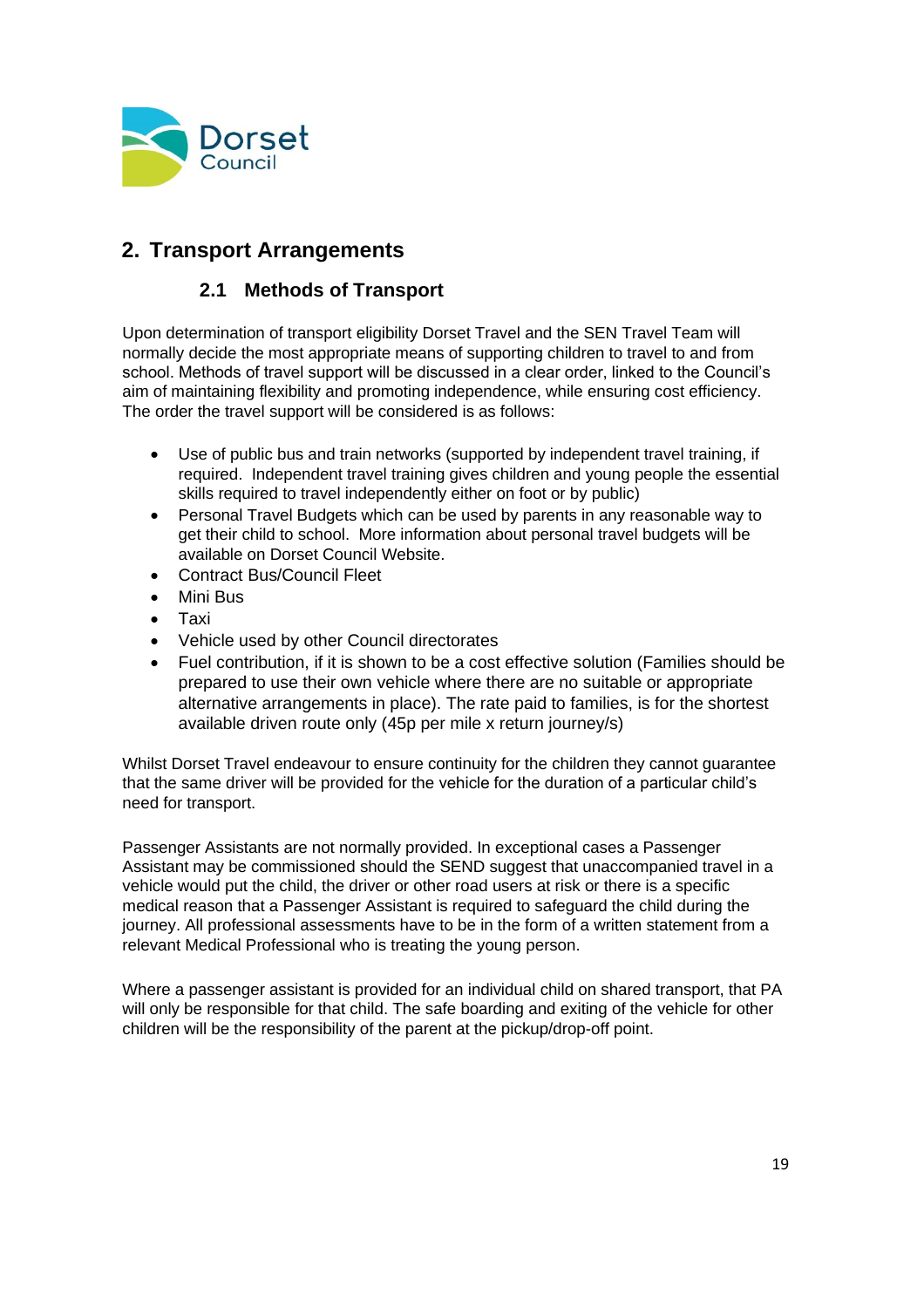## 2. Transport Arrangements

### 2.1 Methods of Transport

Upon determination of transport eligibility Dorset Travel and the SEN Travel Team will normally decide the most appropriate means of supporting children to travel to and from school. Methods of travel support will be discussed in a clear order, linked to the Council's aim of maintaining flexibility and promoting independence, while ensuring cost efficiency. The order the travel support will be considered is as follows:

- Use of public bus and train networks (supported by independent travel training, if required. Independent travel training gives children and young people the essential skills required to travel independently either on foot or by public)
- Personal Travel Budgets which can be used by parents in any reasonable way to get their child to school. More information about personal travel budgets will be available on Dorset Council Website.
- Contract Bus/Council Fleet
- Mini Bus
- Taxi
- Vehicle used by other Council directorates
- Fuel contribution, if it is shown to be a cost effective solution (Families should be prepared to use their own vehicle where there are no suitable or appropriate alternative arrangements in place). The rate paid to families, is for the shortest available driven route only (45p per mile x return journey/s)

Whilst Dorset Travel endeavour to ensure continuity for the children they cannot guarantee that the same driver will be provided for the vehicle for the duration of a particular child's need for transport.

Passenger Assistants are not normally provided. In exceptional cases a Passenger Assistant may be commissioned should the SEND suggest that unaccompanied travel in a vehicle would put the child, the driver or other road users at risk or there is a specific medical reason that a Passenger Assistant is required to safeguard the child during the journey. All professional assessments have to be in the form of a written statement from a relevant Medical Professional who is treating the young person.

Where a passenger assistant is provided for an individual child on shared transport, that PA will only be responsible for that child. The safe boarding and exiting of the vehicle for other children will be the responsibility of the parent at the pickup/drop-off point.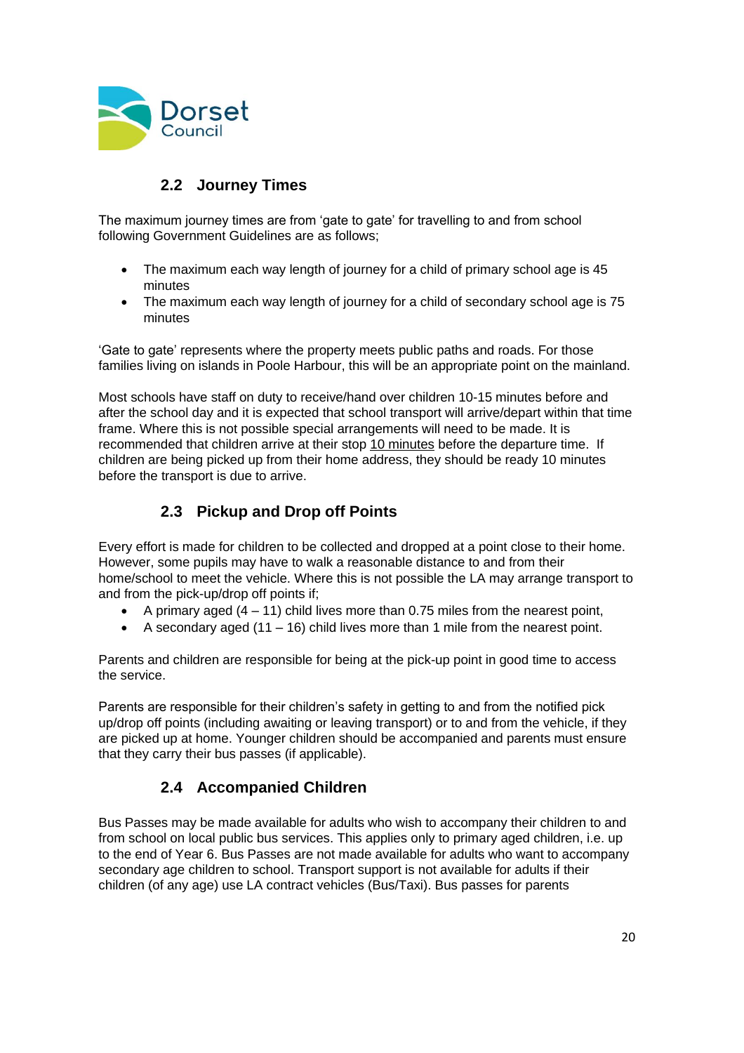### 2.2 Journey Times

The maximum journey times are from 'gate to gate' for travelling to and from school following Government Guidelines are as follows;

- The maximum each way length of journey for a child of primary school age is 45 minutes
- The maximum each way length of journey for a child of secondary school age is 75 minutes

'Gate to gate' represents where the property meets public paths and roads. For those families living on islands in Poole Harbour, this will be an appropriate point on the mainland.

Most schools have staff on duty to receive/hand over children 10-15 minutes before and after the school day and it is expected that school transport will arrive/depart within that time frame. Where this is not possible special arrangements will need to be made. It is recommended that children arrive at their stop 10 minutes before the departure time. If children are being picked up from their home address, they should be ready 10 minutes before the transport is due to arrive.

### 2.3 Pickup and Drop off Points

Every effort is made for children to be collected and dropped at a point close to their home. However, some pupils may have to walk a reasonable distance to and from their home/school to meet the vehicle. Where this is not possible the LA may arrange transport to and from the pick-up/drop off points if;

- A primary aged (4 – 11) child lives more than 0.75 miles from the nearest point,
- A secondary aged (11 – 16) child lives more than 1 mile from the nearest point.

Parents and children are responsible for being at the pick-up point in good time to access the service.

Parents are responsible for their children's safety in getting to and from the notified pick up/drop off points (including awaiting or leaving transport) or to and from the vehicle, if they are picked up at home. Younger children should be accompanied and parents must ensure that they carry their bus passes (if applicable).

### 2.4 Accompanied Children

Bus Passes may be made available for adults who wish to accompany their children to and from school on local public bus services. This applies only to primary aged children, i.e. up to the end of Year 6. Bus Passes are not made available for adults who want to accompany secondary age children to school. Transport support is not available for adults if their children (of any age) use LA contract vehicles (Bus/Taxi). Bus passes for parents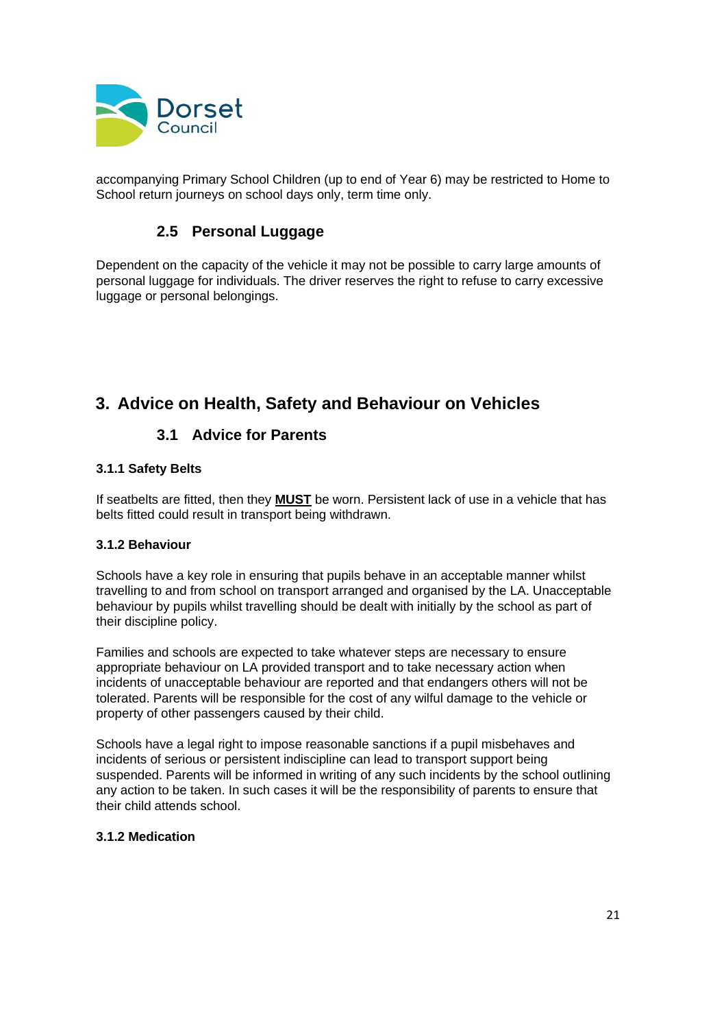accompanying Primary School Children (up to end of Year 6) may be restricted to Home to School return journeys on school days only, term time only.

### 2.5 Personal Luggage

Dependent on the capacity of the vehicle it may not be possible to carry large amounts of personal luggage for individuals. The driver reserves the right to refuse to carry excessive luggage or personal belongings.

## 3. Advice on Health, Safety and Behaviour on Vehicles

### 3.1 Advice for Parents

#### 3.1.1 Safety Belts

If seatbelts are fitted, then they <u>**MUST**</u> be worn. Persistent lack of use in a vehicle that has belts fitted could result in transport being withdrawn.

#### 3.1.2 Behaviour

Schools have a key role in ensuring that pupils behave in an acceptable manner whilst travelling to and from school on transport arranged and organised by the LA. Unacceptable behaviour by pupils whilst travelling should be dealt with initially by the school as part of their discipline policy.

Families and schools are expected to take whatever steps are necessary to ensure appropriate behaviour on LA provided transport and to take necessary action when incidents of unacceptable behaviour are reported and that endangers others will not be tolerated. Parents will be responsible for the cost of any wilful damage to the vehicle or property of other passengers caused by their child.

Schools have a legal right to impose reasonable sanctions if a pupil misbehaves and incidents of serious or persistent indiscipline can lead to transport support being suspended. Parents will be informed in writing of any such incidents by the school outlining any action to be taken. In such cases it will be the responsibility of parents to ensure that their child attends school.

#### 3.1.2 Medication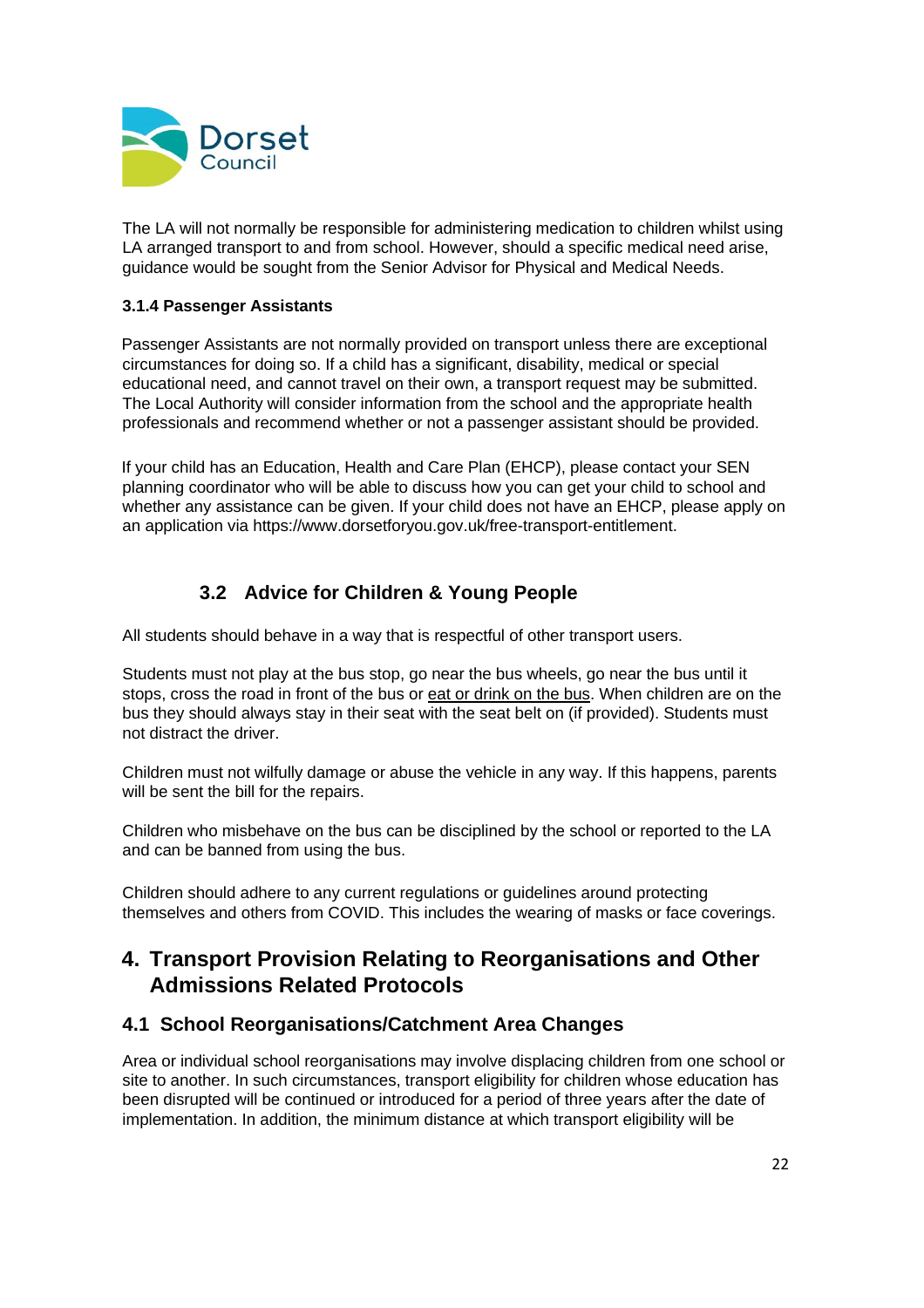The LA will not normally be responsible for administering medication to children whilst using LA arranged transport to and from school. However, should a specific medical need arise, guidance would be sought from the Senior Advisor for Physical and Medical Needs.

#### 3.1.4 Passenger Assistants

Passenger Assistants are not normally provided on transport unless there are exceptional circumstances for doing so. If a child has a significant, disability, medical or special educational need, and cannot travel on their own, a transport request may be submitted. The Local Authority will consider information from the school and the appropriate health professionals and recommend whether or not a passenger assistant should be provided.

If your child has an Education, Health and Care Plan (EHCP), please contact your SEN planning coordinator who will be able to discuss how you can get your child to school and whether any assistance can be given. If your child does not have an EHCP, please apply on an application via https://www.dorsetforyou.gov.uk/free-transport-entitlement.

### 3.2 Advice for Children & Young People

All students should behave in a way that is respectful of other transport users.

Students must not play at the bus stop, go near the bus wheels, go near the bus until it stops, cross the road in front of the bus or eat or drink on the bus. When children are on the bus they should always stay in their seat with the seat belt on (if provided). Students must not distract the driver.

Children must not wilfully damage or abuse the vehicle in any way. If this happens, parents will be sent the bill for the repairs.

Children who misbehave on the bus can be disciplined by the school or reported to the LA and can be banned from using the bus.

Children should adhere to any current regulations or guidelines around protecting themselves and others from COVID. This includes the wearing of masks or face coverings.

## 4. Transport Provision Relating to Reorganisations and Other Admissions Related Protocols

### 4.1 School Reorganisations/Catchment Area Changes

Area or individual school reorganisations may involve displacing children from one school or site to another. In such circumstances, transport eligibility for children whose education has been disrupted will be continued or introduced for a period of three years after the date of implementation. In addition, the minimum distance at which transport eligibility will be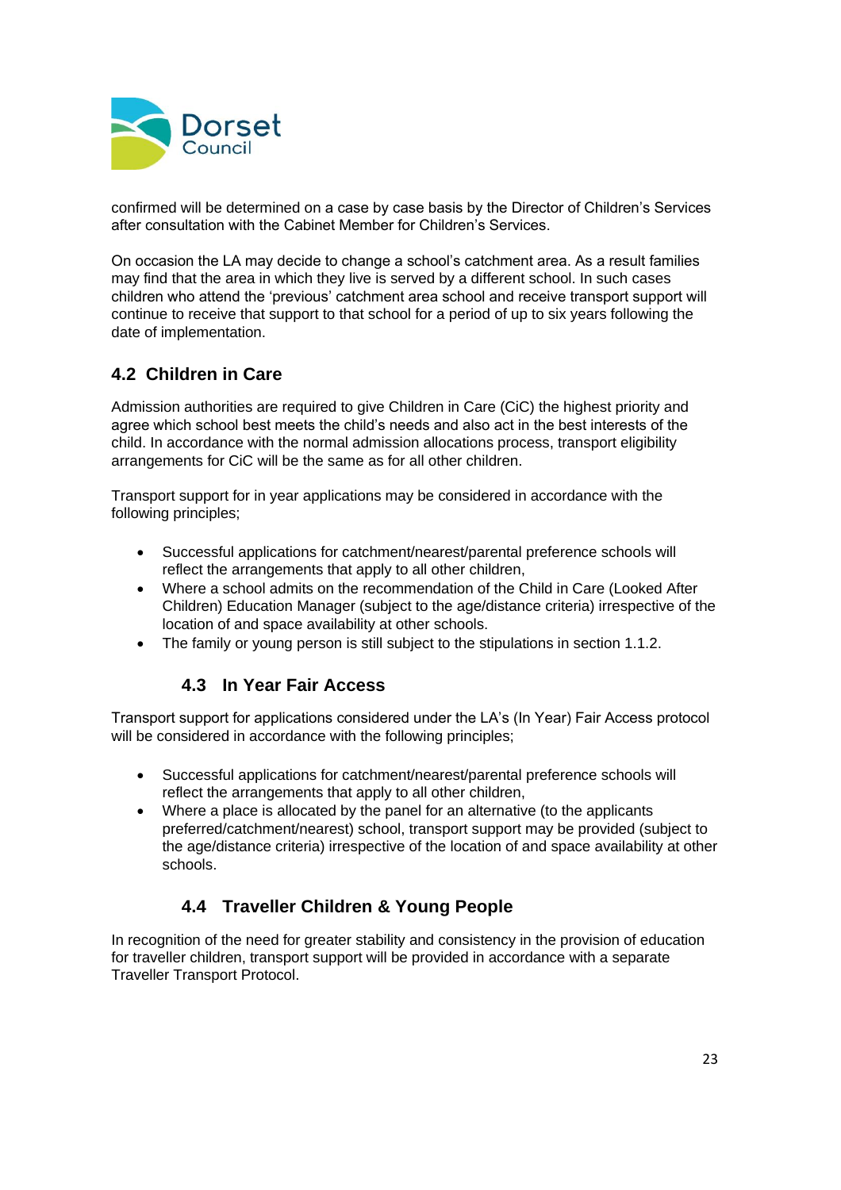confirmed will be determined on a case by case basis by the Director of Children's Services after consultation with the Cabinet Member for Children's Services.

On occasion the LA may decide to change a school's catchment area. As a result families may find that the area in which they live is served by a different school. In such cases children who attend the 'previous' catchment area school and receive transport support will continue to receive that support to that school for a period of up to six years following the date of implementation.

### 4.2 Children in Care

Admission authorities are required to give Children in Care (CiC) the highest priority and agree which school best meets the child's needs and also act in the best interests of the child. In accordance with the normal admission allocations process, transport eligibility arrangements for CiC will be the same as for all other children.

Transport support for in year applications may be considered in accordance with the following principles;

- Successful applications for catchment/nearest/parental preference schools will reflect the arrangements that apply to all other children,
- Where a school admits on the recommendation of the Child in Care (Looked After Children) Education Manager (subject to the age/distance criteria) irrespective of the location of and space availability at other schools.
- The family or young person is still subject to the stipulations in section 1.1.2.

### 4.3 In Year Fair Access

Transport support for applications considered under the LA's (In Year) Fair Access protocol will be considered in accordance with the following principles;

- Successful applications for catchment/nearest/parental preference schools will reflect the arrangements that apply to all other children,
- Where a place is allocated by the panel for an alternative (to the applicants preferred/catchment/nearest) school, transport support may be provided (subject to the age/distance criteria) irrespective of the location of and space availability at other schools.

### 4.4 Traveller Children & Young People

In recognition of the need for greater stability and consistency in the provision of education for traveller children, transport support will be provided in accordance with a separate Traveller Transport Protocol.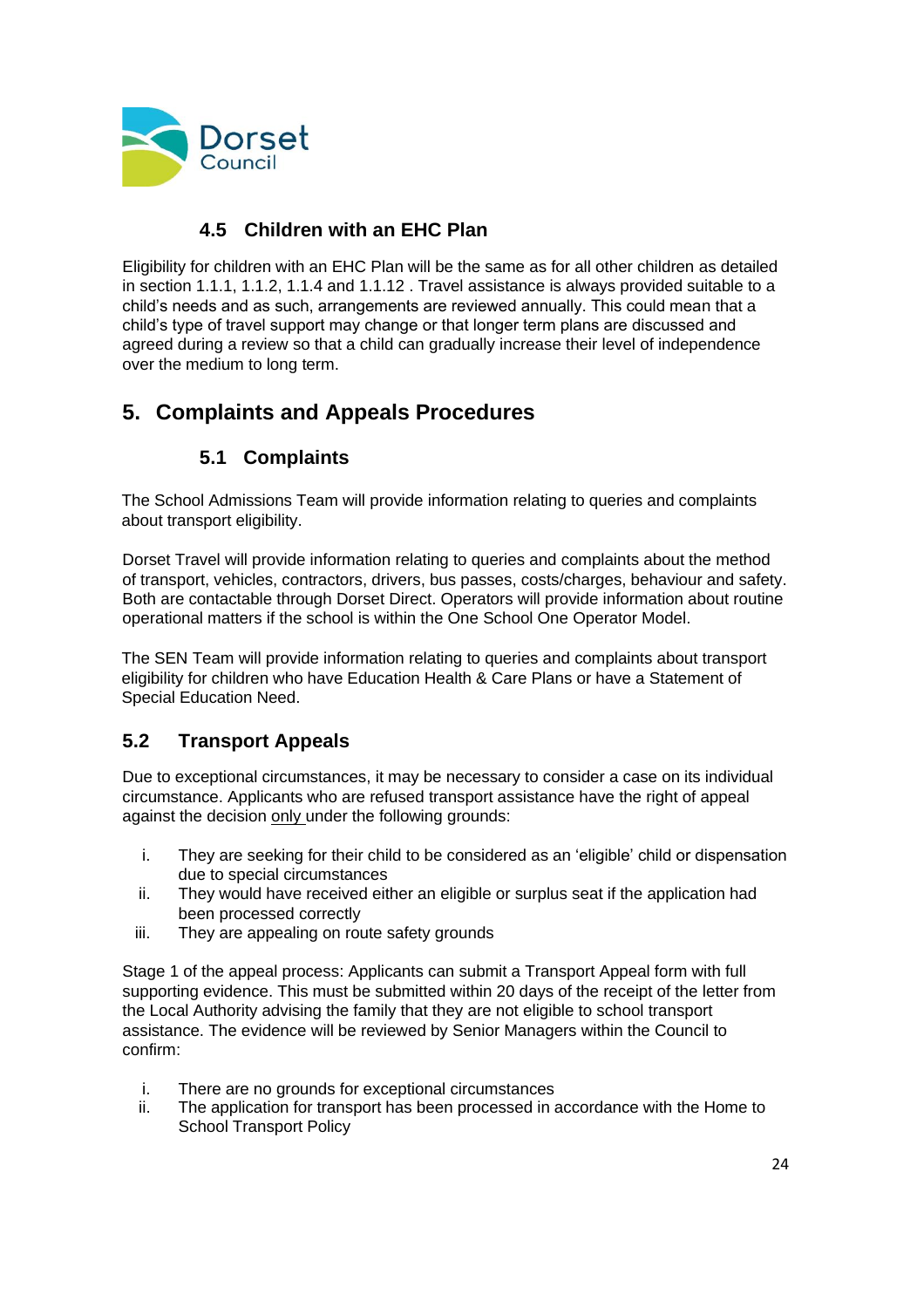### 4.5 Children with an EHC Plan

Eligibility for children with an EHC Plan will be the same as for all other children as detailed in section 1.1.1, 1.1.2, 1.1.4 and 1.1.12 . Travel assistance is always provided suitable to a child's needs and as such, arrangements are reviewed annually. This could mean that a child's type of travel support may change or that longer term plans are discussed and agreed during a review so that a child can gradually increase their level of independence over the medium to long term.

## 5. Complaints and Appeals Procedures

### 5.1 Complaints

The School Admissions Team will provide information relating to queries and complaints about transport eligibility.

Dorset Travel will provide information relating to queries and complaints about the method of transport, vehicles, contractors, drivers, bus passes, costs/charges, behaviour and safety. Both are contactable through Dorset Direct. Operators will provide information about routine operational matters if the school is within the One School One Operator Model.

The SEN Team will provide information relating to queries and complaints about transport eligibility for children who have Education Health & Care Plans or have a Statement of Special Education Need.

### 5.2 Transport Appeals

Due to exceptional circumstances, it may be necessary to consider a case on its individual circumstance. Applicants who are refused transport assistance have the right of appeal against the decision only under the following grounds:

i. They are seeking for their child to be considered as an 'eligible' child or dispensation due to special circumstances
ii. They would have received either an eligible or surplus seat if the application had been processed correctly
iii. They are appealing on route safety grounds

Stage 1 of the appeal process: Applicants can submit a Transport Appeal form with full supporting evidence. This must be submitted within 20 days of the receipt of the letter from the Local Authority advising the family that they are not eligible to school transport assistance. The evidence will be reviewed by Senior Managers within the Council to confirm:

i. There are no grounds for exceptional circumstances
ii. The application for transport has been processed in accordance with the Home to School Transport Policy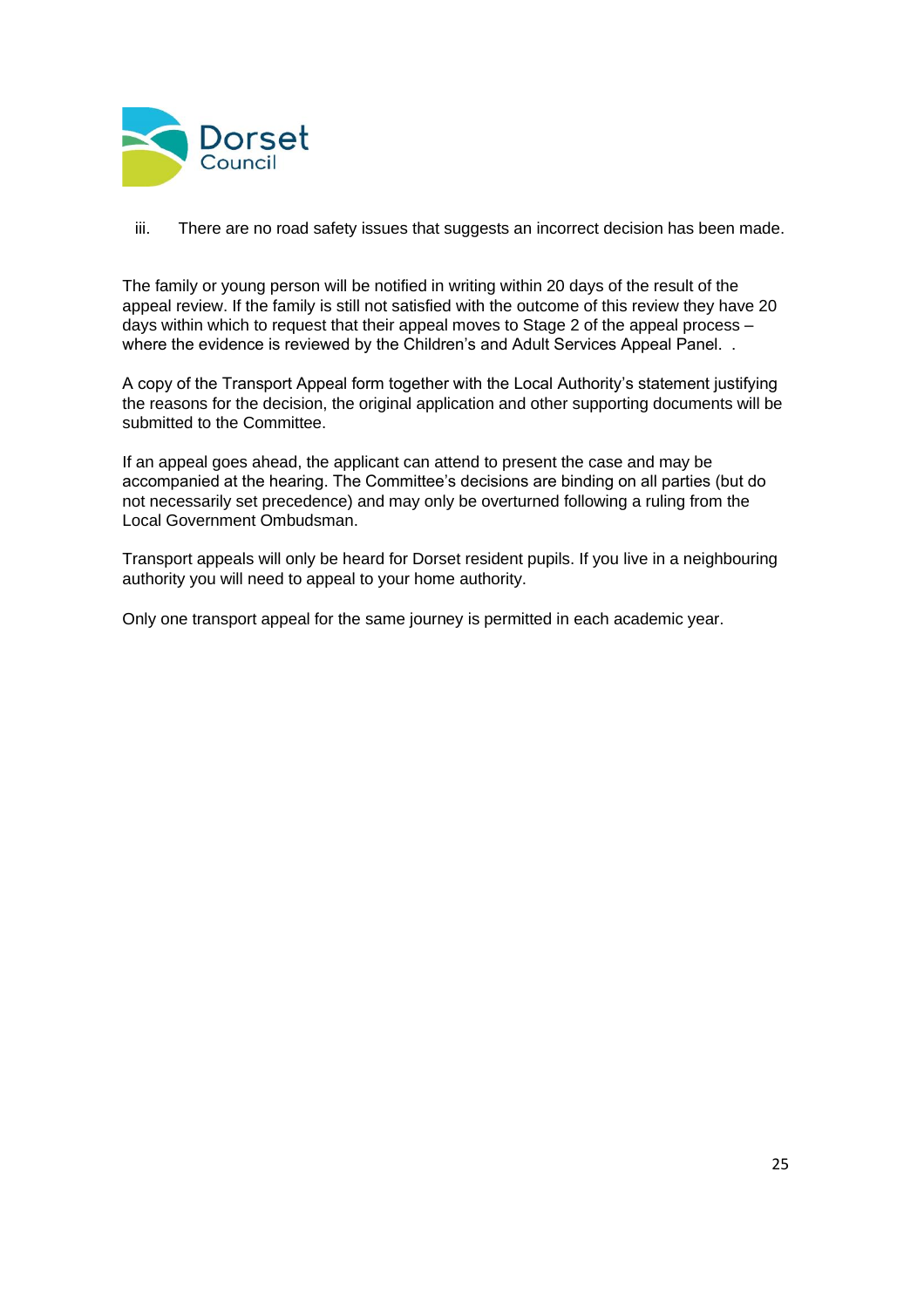iii. There are no road safety issues that suggests an incorrect decision has been made.

The family or young person will be notified in writing within 20 days of the result of the appeal review. If the family is still not satisfied with the outcome of this review they have 20 days within which to request that their appeal moves to Stage 2 of the appeal process – where the evidence is reviewed by the Children's and Adult Services Appeal Panel. .

A copy of the Transport Appeal form together with the Local Authority's statement justifying the reasons for the decision, the original application and other supporting documents will be submitted to the Committee.

If an appeal goes ahead, the applicant can attend to present the case and may be accompanied at the hearing. The Committee's decisions are binding on all parties (but do not necessarily set precedence) and may only be overturned following a ruling from the Local Government Ombudsman.

Transport appeals will only be heard for Dorset resident pupils. If you live in a neighbouring authority you will need to appeal to your home authority.

Only one transport appeal for the same journey is permitted in each academic year.